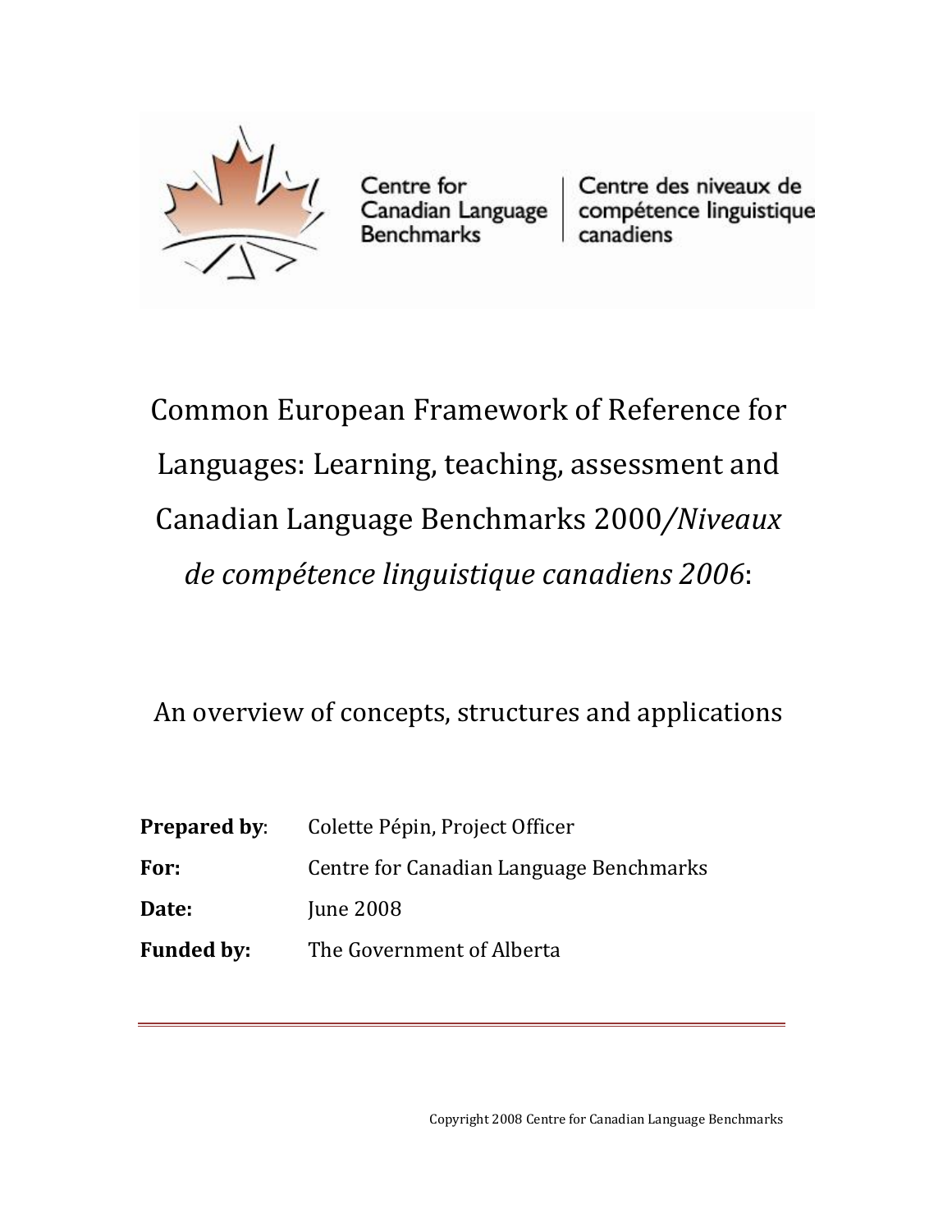Centre for Canadian Language Benchmarks | Centre des niveaux de compétence linguistique canadiens

# Common European Framework of Reference for Languages: Learning, teaching, assessment and Canadian Language Benchmarks 2000/*Niveaux de compétence linguistique canadiens 2006*:

## An overview of concepts, structures and applications

**Prepared by**: Colette Pépin, Project Officer

**For:** Centre for Canadian Language Benchmarks

**Date:** June 2008

**Funded by:** The Government of Alberta

Copyright 2008 Centre for Canadian Language Benchmarks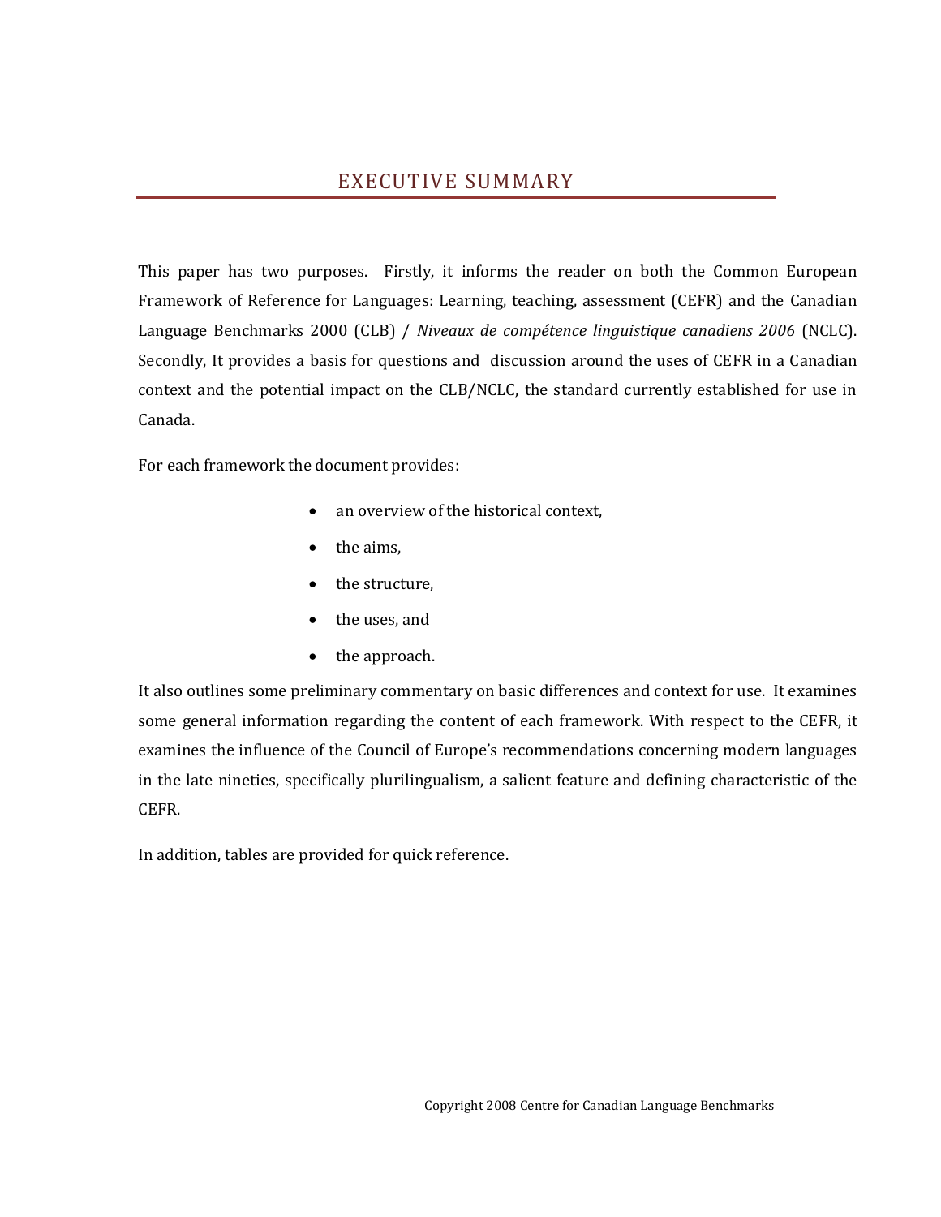# EXECUTIVE SUMMARY

This paper has two purposes. Firstly, it informs the reader on both the Common European Framework of Reference for Languages: Learning, teaching, assessment (CEFR) and the Canadian Language Benchmarks 2000 (CLB) / *Niveaux de compétence linguistique canadiens 2006* (NCLC). Secondly, It provides a basis for questions and discussion around the uses of CEFR in a Canadian context and the potential impact on the CLB/NCLC, the standard currently established for use in Canada.

For each framework the document provides:

- an overview of the historical context,
- the aims,
- the structure,
- the uses, and
- the approach.

It also outlines some preliminary commentary on basic differences and context for use. It examines some general information regarding the content of each framework. With respect to the CEFR, it examines the influence of the Council of Europe's recommendations concerning modern languages in the late nineties, specifically plurilingualism, a salient feature and defining characteristic of the CEFR.

In addition, tables are provided for quick reference.

Copyright 2008 Centre for Canadian Language Benchmarks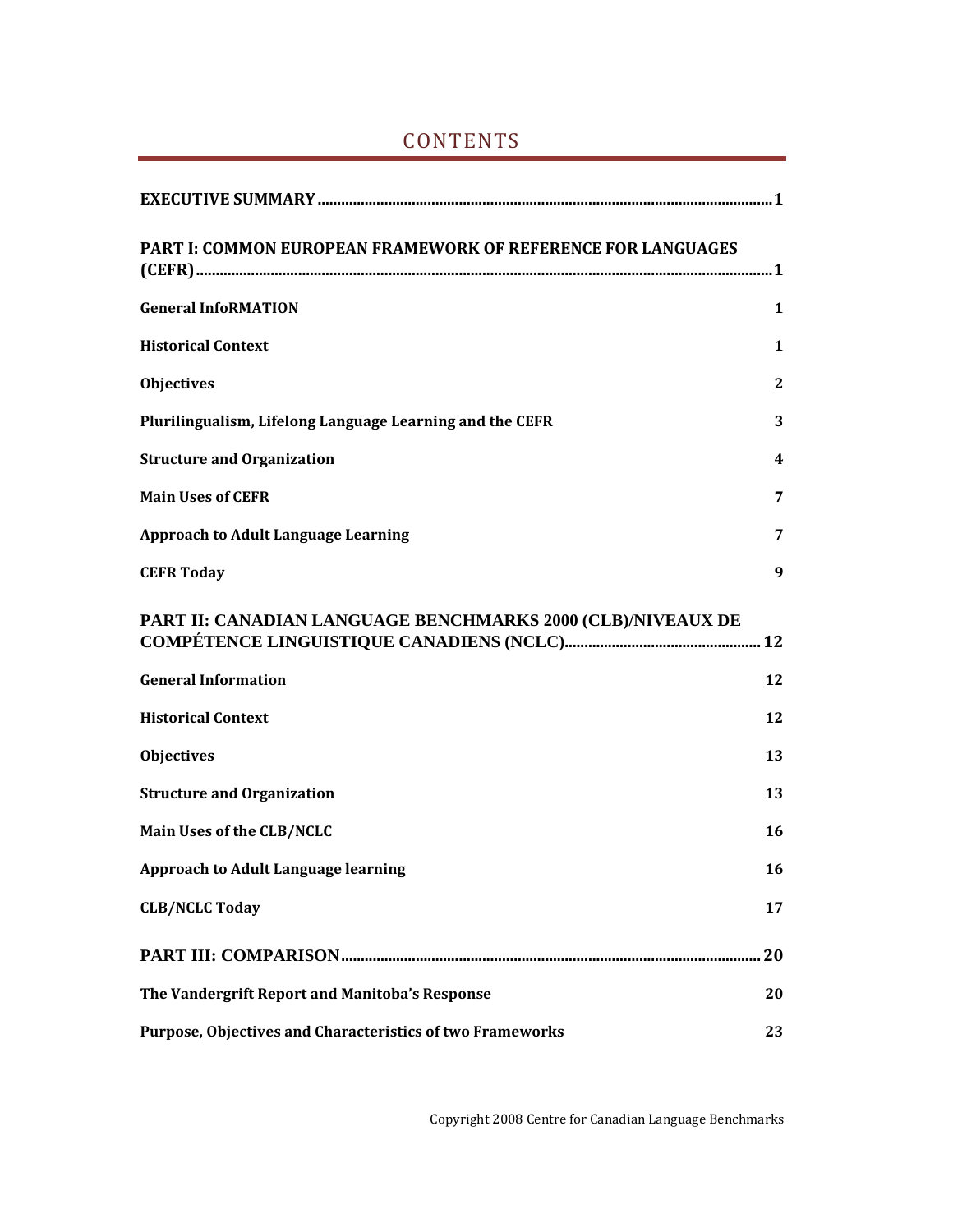# CONTENTS

**EXECUTIVE SUMMARY** .......... 1

**PART I: COMMON EUROPEAN FRAMEWORK OF REFERENCE FOR LANGUAGES (CEFR)** .......... 1

**General InfoRMATION** 1

**Historical Context** 1

**Objectives** 2

**Plurilingualism, Lifelong Language Learning and the CEFR** 3

**Structure and Organization** 4

**Main Uses of CEFR** 7

**Approach to Adult Language Learning** 7

**CEFR Today** 9

**PART II: CANADIAN LANGUAGE BENCHMARKS 2000 (CLB)/NIVEAUX DE COMPÉTENCE LINGUISTIQUE CANADIENS (NCLC)** .......... 12

**General Information** 12

**Historical Context** 12

**Objectives** 13

**Structure and Organization** 13

**Main Uses of the CLB/NCLC** 16

**Approach to Adult Language learning** 16

**CLB/NCLC Today** 17

**PART III: COMPARISON** .......... 20

**The Vandergrift Report and Manitoba's Response** 20

**Purpose, Objectives and Characteristics of two Frameworks** 23

Copyright 2008 Centre for Canadian Language Benchmarks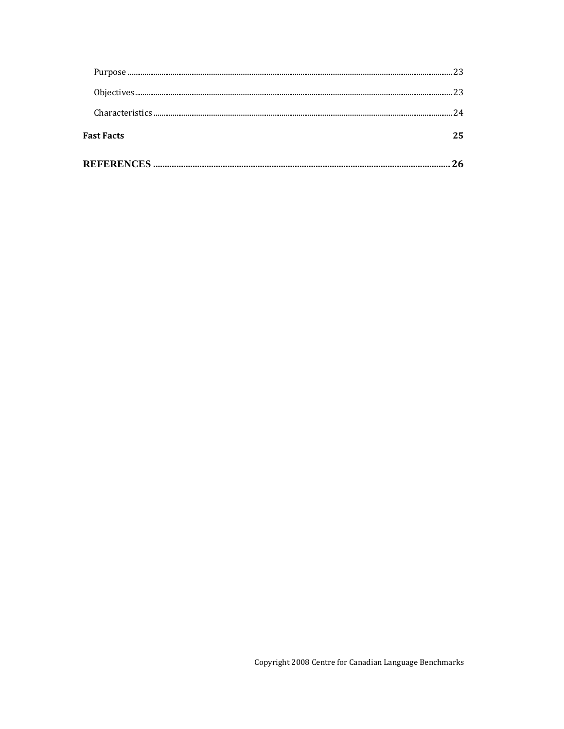Purpose ....................................................................................................................................................................23

Objectives..................................................................................................................................................................23

Characteristics ..........................................................................................................................................................24

**Fast Facts** **25**

**REFERENCES ............................................................................................................................. 26**

Copyright 2008 Centre for Canadian Language Benchmarks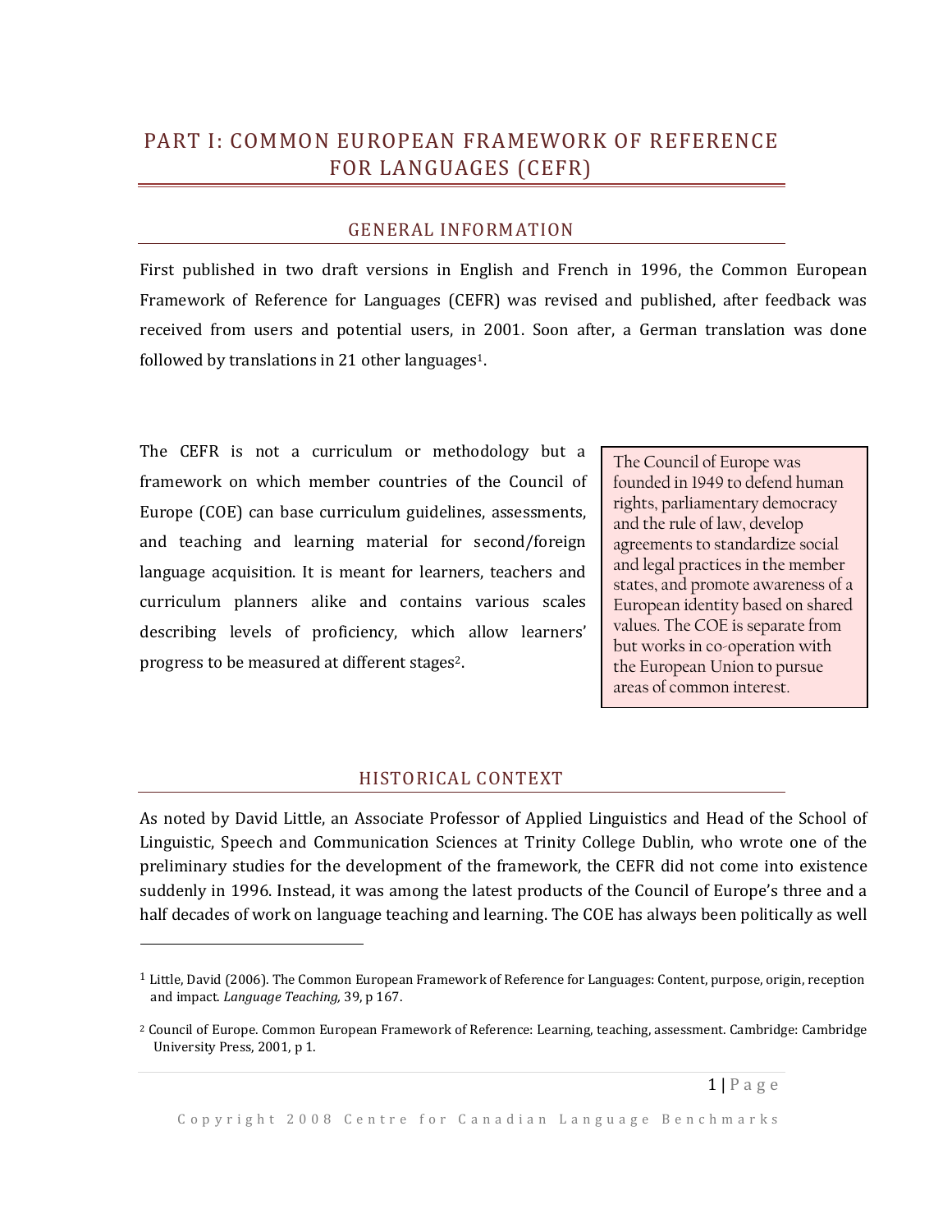# PART I: COMMON EUROPEAN FRAMEWORK OF REFERENCE FOR LANGUAGES (CEFR)

## GENERAL INFORMATION

First published in two draft versions in English and French in 1996, the Common European Framework of Reference for Languages (CEFR) was revised and published, after feedback was received from users and potential users, in 2001. Soon after, a German translation was done followed by translations in 21 other languages[1].

The CEFR is not a curriculum or methodology but a framework on which member countries of the Council of Europe (COE) can base curriculum guidelines, assessments, and teaching and learning material for second/foreign language acquisition. It is meant for learners, teachers and curriculum planners alike and contains various scales describing levels of proficiency, which allow learners' progress to be measured at different stages[2].

> The Council of Europe was founded in 1949 to defend human rights, parliamentary democracy and the rule of law, develop agreements to standardize social and legal practices in the member states, and promote awareness of a European identity based on shared values. The COE is separate from but works in co-operation with the European Union to pursue areas of common interest.

## HISTORICAL CONTEXT

As noted by David Little, an Associate Professor of Applied Linguistics and Head of the School of Linguistic, Speech and Communication Sciences at Trinity College Dublin, who wrote one of the preliminary studies for the development of the framework, the CEFR did not come into existence suddenly in 1996. Instead, it was among the latest products of the Council of Europe's three and a half decades of work on language teaching and learning. The COE has always been politically as well

---

[1] Little, David (2006). The Common European Framework of Reference for Languages: Content, purpose, origin, reception and impact. *Language Teaching,* 39, p 167.

[2] Council of Europe. Common European Framework of Reference: Learning, teaching, assessment. Cambridge: Cambridge University Press, 2001, p 1.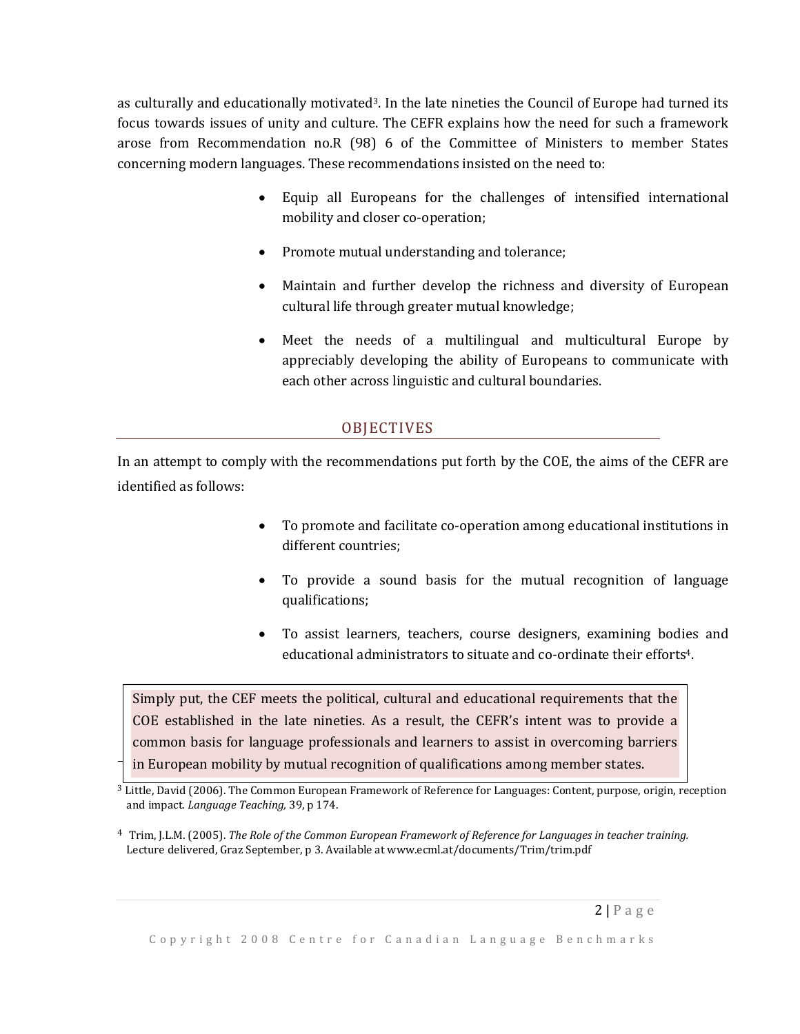as culturally and educationally motivated[3]. In the late nineties the Council of Europe had turned its focus towards issues of unity and culture. The CEFR explains how the need for such a framework arose from Recommendation no.R (98) 6 of the Committee of Ministers to member States concerning modern languages. These recommendations insisted on the need to:

- Equip all Europeans for the challenges of intensified international mobility and closer co-operation;
- Promote mutual understanding and tolerance;
- Maintain and further develop the richness and diversity of European cultural life through greater mutual knowledge;
- Meet the needs of a multilingual and multicultural Europe by appreciably developing the ability of Europeans to communicate with each other across linguistic and cultural boundaries.

## OBJECTIVES

In an attempt to comply with the recommendations put forth by the COE, the aims of the CEFR are identified as follows:

- To promote and facilitate co-operation among educational institutions in different countries;
- To provide a sound basis for the mutual recognition of language qualifications;
- To assist learners, teachers, course designers, examining bodies and educational administrators to situate and co-ordinate their efforts[4].

> Simply put, the CEF meets the political, cultural and educational requirements that the COE established in the late nineties. As a result, the CEFR's intent was to provide a common basis for language professionals and learners to assist in overcoming barriers in European mobility by mutual recognition of qualifications among member states.

[3] Little, David (2006). The Common European Framework of Reference for Languages: Content, purpose, origin, reception and impact. *Language Teaching,* 39, p 174.

[4] Trim, J.L.M. (2005). *The Role of the Common European Framework of Reference for Languages in teacher training.* Lecture delivered, Graz September, p 3. Available at www.ecml.at/documents/Trim/trim.pdf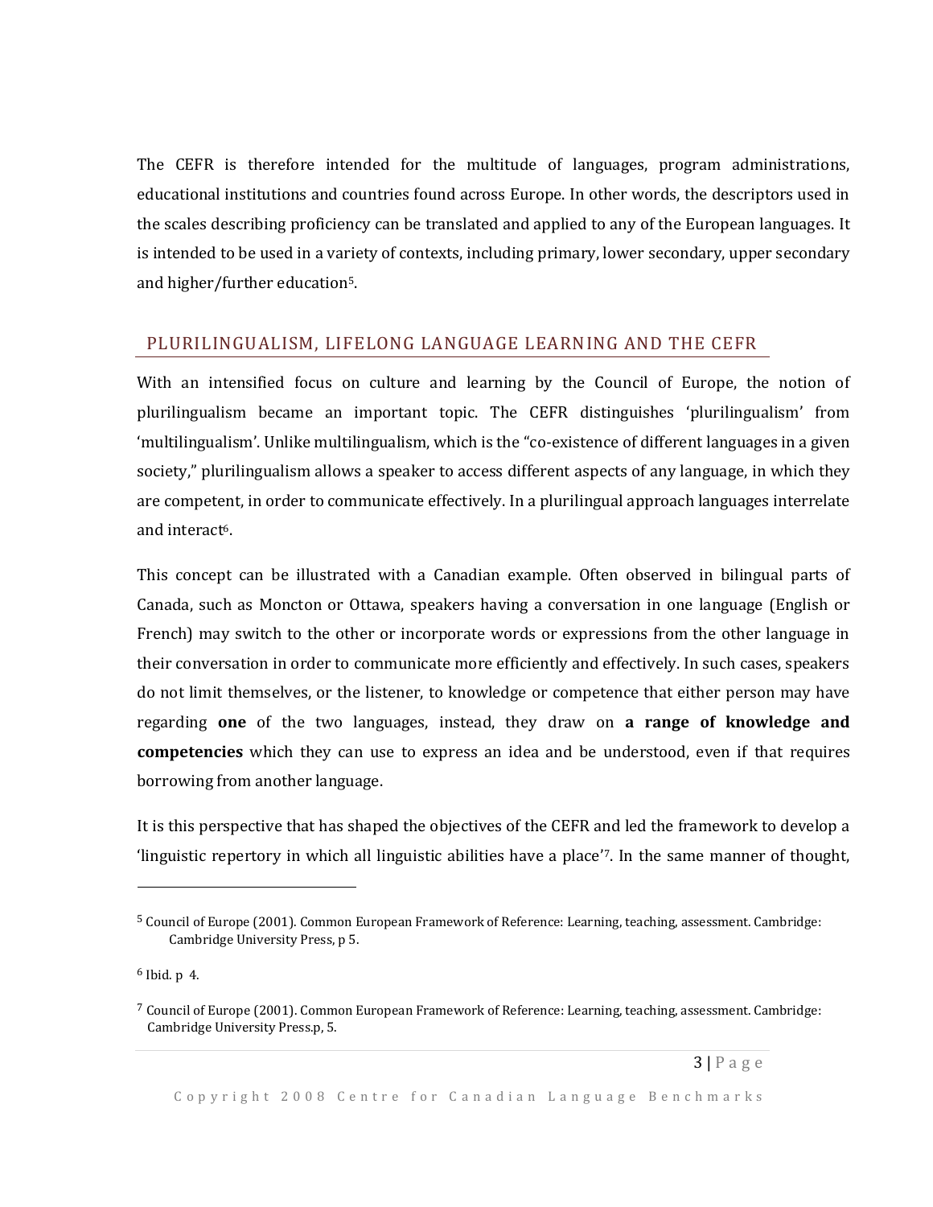The CEFR is therefore intended for the multitude of languages, program administrations, educational institutions and countries found across Europe. In other words, the descriptors used in the scales describing proficiency can be translated and applied to any of the European languages. It is intended to be used in a variety of contexts, including primary, lower secondary, upper secondary and higher/further education[5].

## PLURILINGUALISM, LIFELONG LANGUAGE LEARNING AND THE CEFR

With an intensified focus on culture and learning by the Council of Europe, the notion of plurilingualism became an important topic. The CEFR distinguishes 'plurilingualism' from 'multilingualism'. Unlike multilingualism, which is the "co-existence of different languages in a given society," plurilingualism allows a speaker to access different aspects of any language, in which they are competent, in order to communicate effectively. In a plurilingual approach languages interrelate and interact[6].

This concept can be illustrated with a Canadian example. Often observed in bilingual parts of Canada, such as Moncton or Ottawa, speakers having a conversation in one language (English or French) may switch to the other or incorporate words or expressions from the other language in their conversation in order to communicate more efficiently and effectively. In such cases, speakers do not limit themselves, or the listener, to knowledge or competence that either person may have regarding **one** of the two languages, instead, they draw on **a range of knowledge and competencies** which they can use to express an idea and be understood, even if that requires borrowing from another language.

It is this perspective that has shaped the objectives of the CEFR and led the framework to develop a 'linguistic repertory in which all linguistic abilities have a place'[7]. In the same manner of thought,

---

[5] Council of Europe (2001). Common European Framework of Reference: Learning, teaching, assessment. Cambridge: Cambridge University Press, p 5.

[6] Ibid. p 4.

[7] Council of Europe (2001). Common European Framework of Reference: Learning, teaching, assessment. Cambridge: Cambridge University Press.p, 5.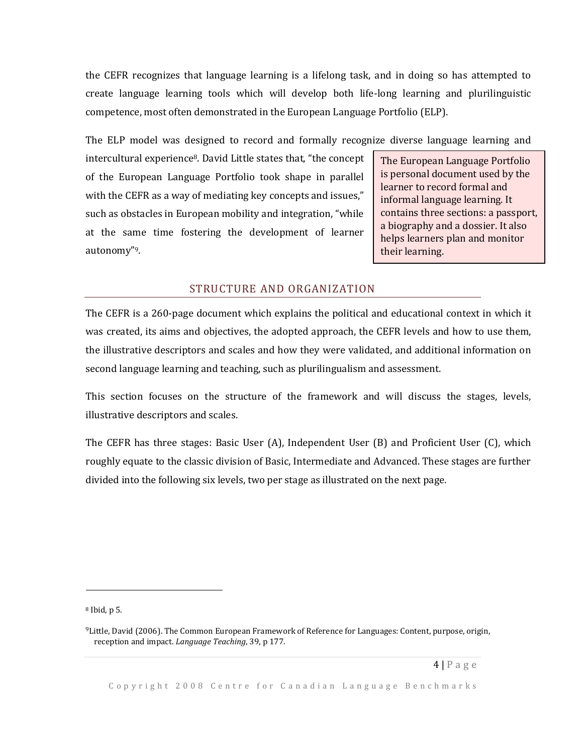the CEFR recognizes that language learning is a lifelong task, and in doing so has attempted to create language learning tools which will develop both life-long learning and plurilinguistic competence, most often demonstrated in the European Language Portfolio (ELP).

The ELP model was designed to record and formally recognize diverse language learning and intercultural experience[8]. David Little states that, "the concept of the European Language Portfolio took shape in parallel with the CEFR as a way of mediating key concepts and issues," such as obstacles in European mobility and integration, "while at the same time fostering the development of learner autonomy"[9].

> The European Language Portfolio is personal document used by the learner to record formal and informal language learning. It contains three sections: a passport, a biography and a dossier. It also helps learners plan and monitor their learning.

## STRUCTURE AND ORGANIZATION

The CEFR is a 260-page document which explains the political and educational context in which it was created, its aims and objectives, the adopted approach, the CEFR levels and how to use them, the illustrative descriptors and scales and how they were validated, and additional information on second language learning and teaching, such as plurilingualism and assessment.

This section focuses on the structure of the framework and will discuss the stages, levels, illustrative descriptors and scales.

The CEFR has three stages: Basic User (A), Independent User (B) and Proficient User (C), which roughly equate to the classic division of Basic, Intermediate and Advanced. These stages are further divided into the following six levels, two per stage as illustrated on the next page.

---

[8] Ibid, p 5.

[9] Little, David (2006). The Common European Framework of Reference for Languages: Content, purpose, origin, reception and impact. *Language Teaching*, 39, p 177.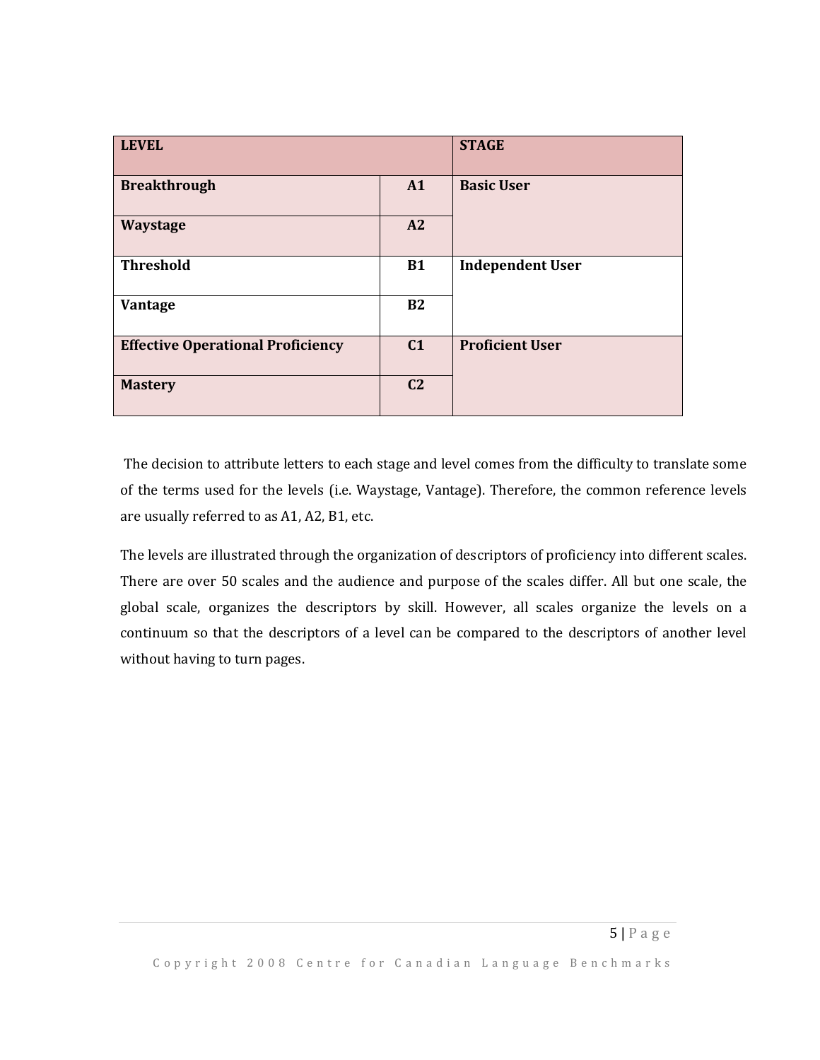| LEVEL | | STAGE |
|---|---|---|
| **Breakthrough** | **A1** | **Basic User** |
| **Waystage** | **A2** | |
| **Threshold** | **B1** | **Independent User** |
| **Vantage** | **B2** | |
| **Effective Operational Proficiency** | **C1** | **Proficient User** |
| **Mastery** | **C2** | |

The decision to attribute letters to each stage and level comes from the difficulty to translate some of the terms used for the levels (i.e. Waystage, Vantage). Therefore, the common reference levels are usually referred to as A1, A2, B1, etc.

The levels are illustrated through the organization of descriptors of proficiency into different scales. There are over 50 scales and the audience and purpose of the scales differ. All but one scale, the global scale, organizes the descriptors by skill. However, all scales organize the levels on a continuum so that the descriptors of a level can be compared to the descriptors of another level without having to turn pages.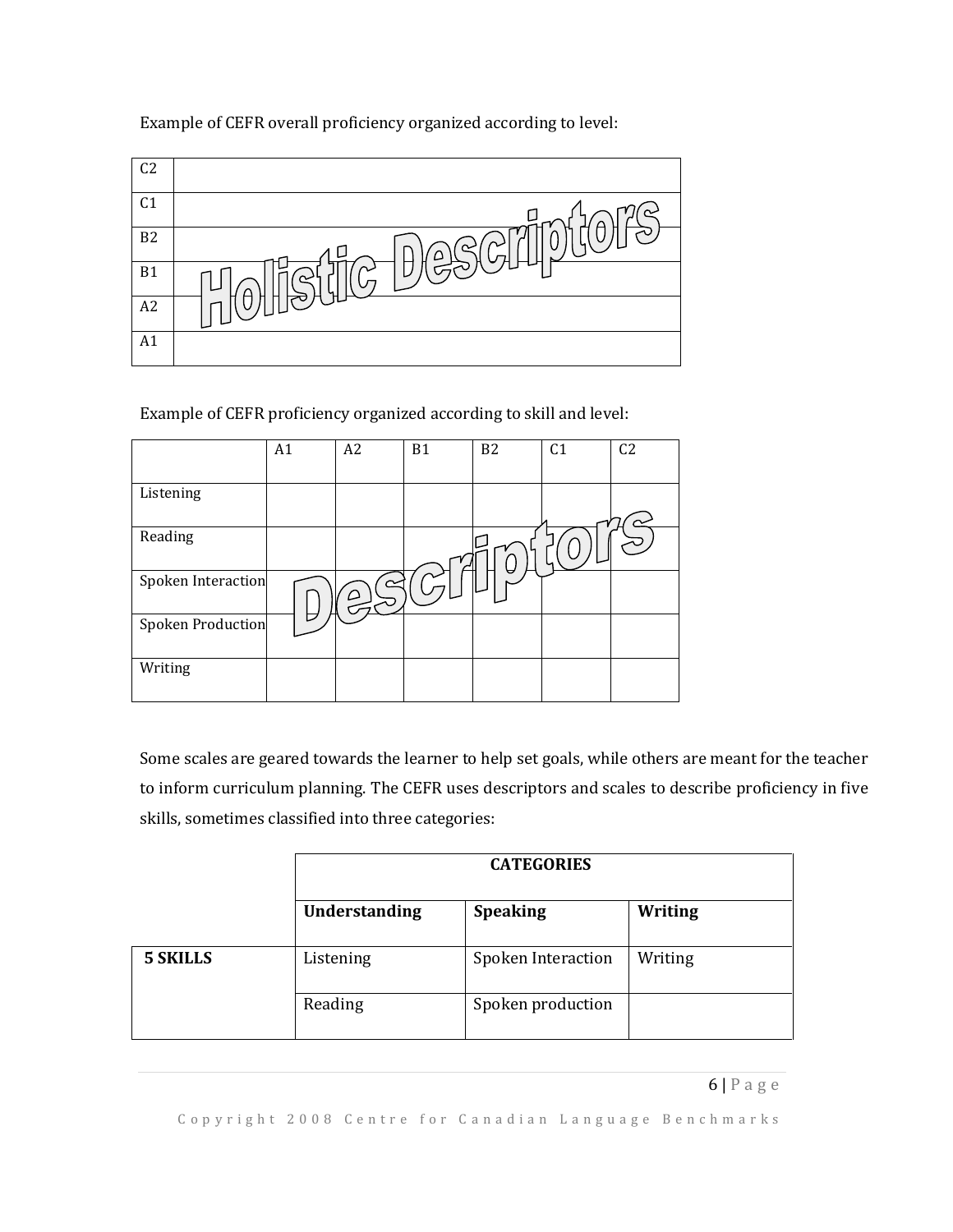Example of CEFR overall proficiency organized according to level:

| | |
|---|---|
| C2 | |
| C1 | |
| B2 | Holistic Descriptors |
| B1 | |
| A2 | |
| A1 | |

Example of CEFR proficiency organized according to skill and level:

| | A1 | A2 | B1 | B2 | C1 | C2 |
|---|---|---|---|---|---|---|
| Listening | | | | | | |
| Reading | | | | | | |
| Spoken Interaction | | | Descriptors | | | |
| Spoken Production | | | | | | |
| Writing | | | | | | |

Some scales are geared towards the learner to help set goals, while others are meant for the teacher to inform curriculum planning. The CEFR uses descriptors and scales to describe proficiency in five skills, sometimes classified into three categories:

| | **CATEGORIES** | | |
|---|---|---|---|
| | **Understanding** | **Speaking** | **Writing** |
| **5 SKILLS** | Listening | Spoken Interaction | Writing |
| | Reading | Spoken production | |

Copyright 2008 Centre for Canadian Language Benchmarks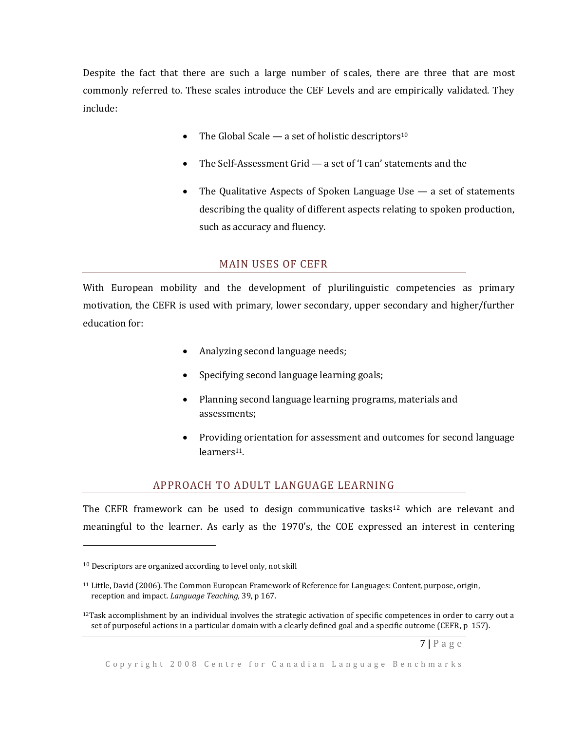Despite the fact that there are such a large number of scales, there are three that are most commonly referred to. These scales introduce the CEF Levels and are empirically validated. They include:

- The Global Scale — a set of holistic descriptors[10]
- The Self-Assessment Grid — a set of 'I can' statements and the
- The Qualitative Aspects of Spoken Language Use — a set of statements describing the quality of different aspects relating to spoken production, such as accuracy and fluency.

## MAIN USES OF CEFR

With European mobility and the development of plurilinguistic competencies as primary motivation, the CEFR is used with primary, lower secondary, upper secondary and higher/further education for:

- Analyzing second language needs;
- Specifying second language learning goals;
- Planning second language learning programs, materials and assessments;
- Providing orientation for assessment and outcomes for second language learners[11].

## APPROACH TO ADULT LANGUAGE LEARNING

The CEFR framework can be used to design communicative tasks[12] which are relevant and meaningful to the learner. As early as the 1970's, the COE expressed an interest in centering

---

[10] Descriptors are organized according to level only, not skill

[11] Little, David (2006). The Common European Framework of Reference for Languages: Content, purpose, origin, reception and impact. *Language Teaching,* 39, p 167.

[12] Task accomplishment by an individual involves the strategic activation of specific competences in order to carry out a set of purposeful actions in a particular domain with a clearly defined goal and a specific outcome (CEFR, p 157).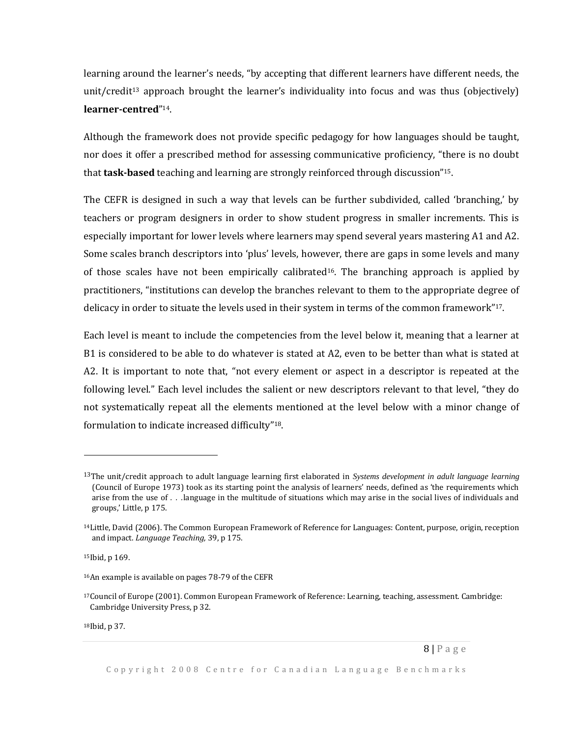learning around the learner's needs, "by accepting that different learners have different needs, the unit/credit[13] approach brought the learner's individuality into focus and was thus (objectively) **learner-centred**"[14].

Although the framework does not provide specific pedagogy for how languages should be taught, nor does it offer a prescribed method for assessing communicative proficiency, "there is no doubt that **task-based** teaching and learning are strongly reinforced through discussion"[15].

The CEFR is designed in such a way that levels can be further subdivided, called 'branching,' by teachers or program designers in order to show student progress in smaller increments. This is especially important for lower levels where learners may spend several years mastering A1 and A2. Some scales branch descriptors into 'plus' levels, however, there are gaps in some levels and many of those scales have not been empirically calibrated[16]. The branching approach is applied by practitioners, "institutions can develop the branches relevant to them to the appropriate degree of delicacy in order to situate the levels used in their system in terms of the common framework"[17].

Each level is meant to include the competencies from the level below it, meaning that a learner at B1 is considered to be able to do whatever is stated at A2, even to be better than what is stated at A2. It is important to note that, "not every element or aspect in a descriptor is repeated at the following level." Each level includes the salient or new descriptors relevant to that level, "they do not systematically repeat all the elements mentioned at the level below with a minor change of formulation to indicate increased difficulty"[18].

---

[13] The unit/credit approach to adult language learning first elaborated in *Systems development in adult language learning* (Council of Europe 1973) took as its starting point the analysis of learners' needs, defined as 'the requirements which arise from the use of . . .language in the multitude of situations which may arise in the social lives of individuals and groups,' Little, p 175.

[14] Little, David (2006). The Common European Framework of Reference for Languages: Content, purpose, origin, reception and impact. *Language Teaching,* 39, p 175.

[15] Ibid, p 169.

[16] An example is available on pages 78-79 of the CEFR

[17] Council of Europe (2001). Common European Framework of Reference: Learning, teaching, assessment. Cambridge: Cambridge University Press, p 32.

[18] Ibid, p 37.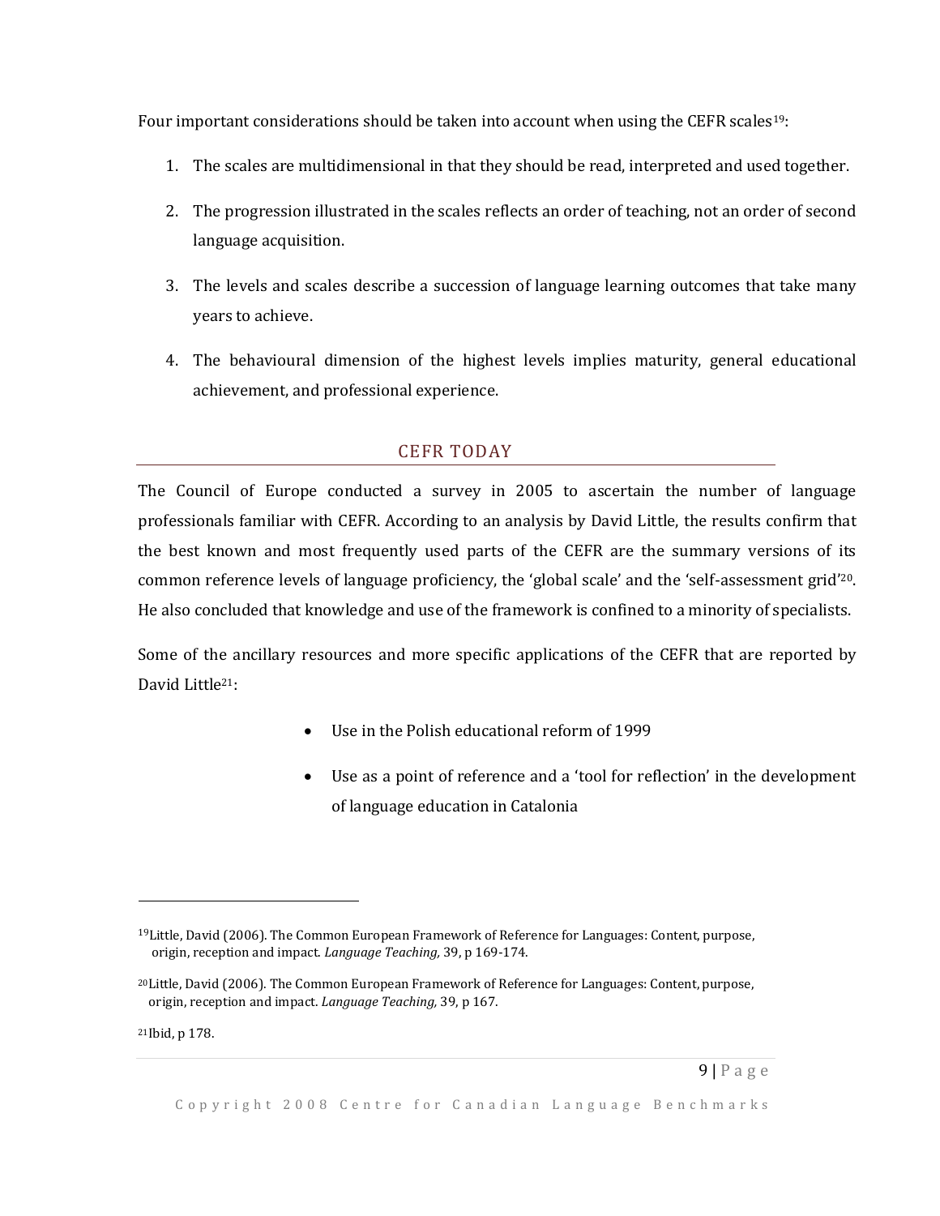Four important considerations should be taken into account when using the CEFR scales[19]:

1. The scales are multidimensional in that they should be read, interpreted and used together.
2. The progression illustrated in the scales reflects an order of teaching, not an order of second language acquisition.
3. The levels and scales describe a succession of language learning outcomes that take many years to achieve.
4. The behavioural dimension of the highest levels implies maturity, general educational achievement, and professional experience.

## CEFR TODAY

The Council of Europe conducted a survey in 2005 to ascertain the number of language professionals familiar with CEFR. According to an analysis by David Little, the results confirm that the best known and most frequently used parts of the CEFR are the summary versions of its common reference levels of language proficiency, the 'global scale' and the 'self-assessment grid'[20]. He also concluded that knowledge and use of the framework is confined to a minority of specialists.

Some of the ancillary resources and more specific applications of the CEFR that are reported by David Little[21]:

- Use in the Polish educational reform of 1999
- Use as a point of reference and a 'tool for reflection' in the development of language education in Catalonia

---

[19] Little, David (2006). The Common European Framework of Reference for Languages: Content, purpose, origin, reception and impact. *Language Teaching,* 39, p 169-174.

[20] Little, David (2006). The Common European Framework of Reference for Languages: Content, purpose, origin, reception and impact. *Language Teaching,* 39, p 167.

[21] Ibid, p 178.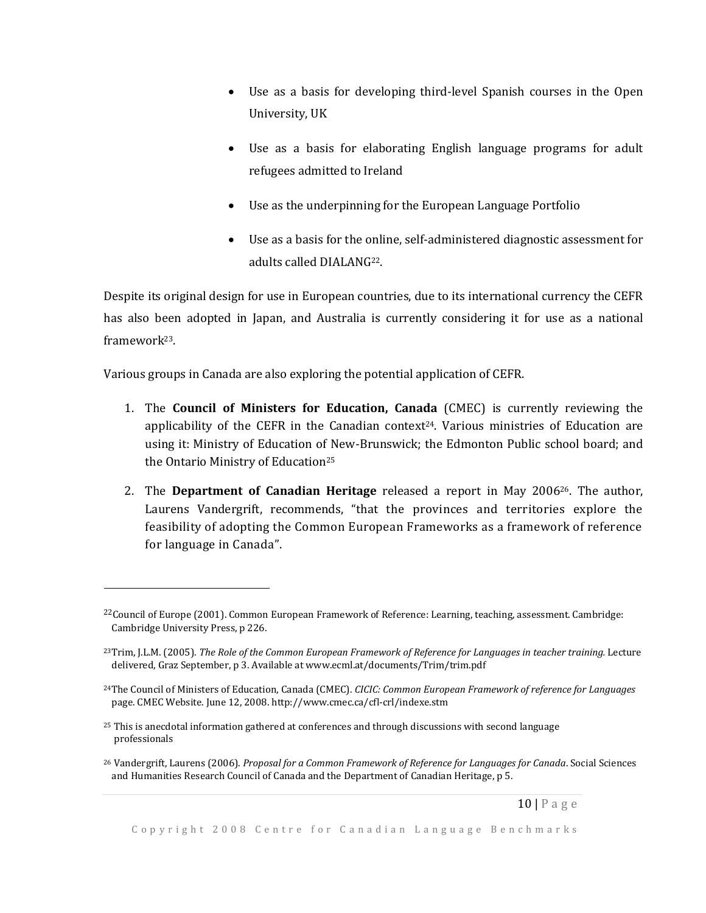- Use as a basis for developing third-level Spanish courses in the Open University, UK
- Use as a basis for elaborating English language programs for adult refugees admitted to Ireland
- Use as the underpinning for the European Language Portfolio
- Use as a basis for the online, self-administered diagnostic assessment for adults called DIALANG[22].

Despite its original design for use in European countries, due to its international currency the CEFR has also been adopted in Japan, and Australia is currently considering it for use as a national framework[23].

Various groups in Canada are also exploring the potential application of CEFR.

1. The **Council of Ministers for Education, Canada** (CMEC) is currently reviewing the applicability of the CEFR in the Canadian context[24]. Various ministries of Education are using it: Ministry of Education of New-Brunswick; the Edmonton Public school board; and the Ontario Ministry of Education[25]
2. The **Department of Canadian Heritage** released a report in May 2006[26]. The author, Laurens Vandergrift, recommends, "that the provinces and territories explore the feasibility of adopting the Common European Frameworks as a framework of reference for language in Canada".

---

[22] Council of Europe (2001). Common European Framework of Reference: Learning, teaching, assessment. Cambridge: Cambridge University Press, p 226.

[23] Trim, J.L.M. (2005). *The Role of the Common European Framework of Reference for Languages in teacher training.* Lecture delivered, Graz September, p 3. Available at www.ecml.at/documents/Trim/trim.pdf

[24] The Council of Ministers of Education, Canada (CMEC). *CICIC: Common European Framework of reference for Languages* page. CMEC Website. June 12, 2008. http://www.cmec.ca/cfl-crl/indexe.stm

[25] This is anecdotal information gathered at conferences and through discussions with second language professionals

[26] Vandergrift, Laurens (2006). *Proposal for a Common Framework of Reference for Languages for Canada*. Social Sciences and Humanities Research Council of Canada and the Department of Canadian Heritage, p 5.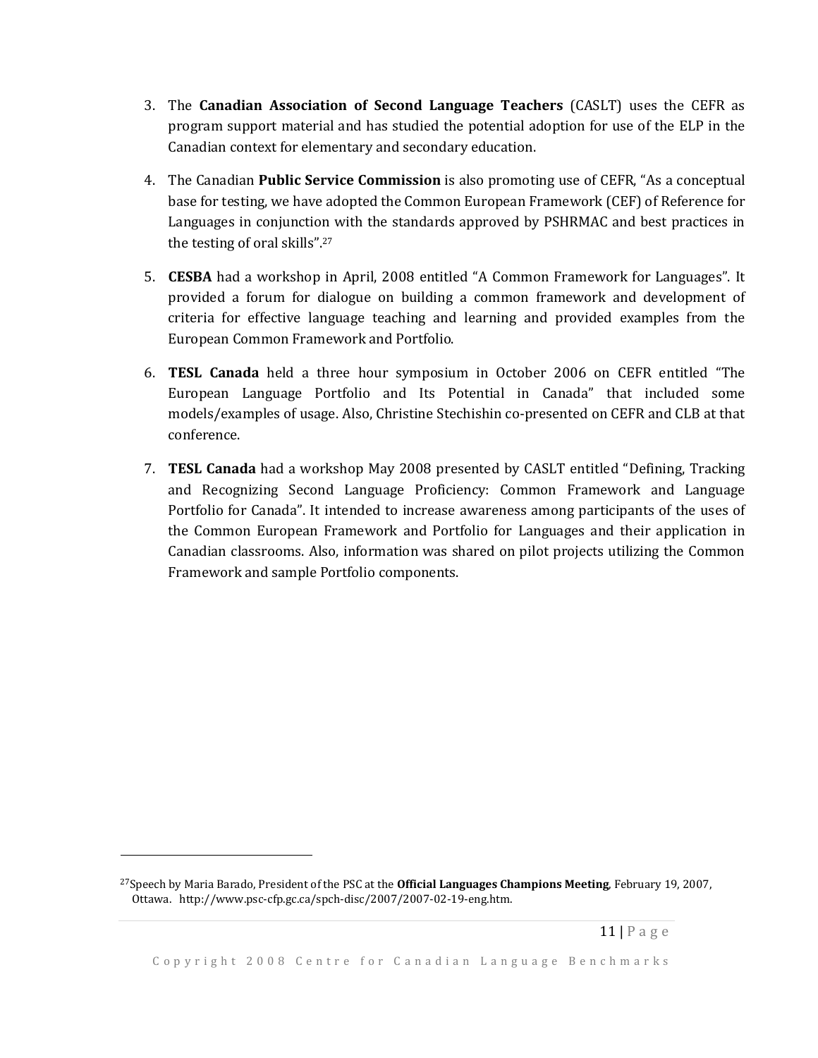3. The **Canadian Association of Second Language Teachers** (CASLT) uses the CEFR as program support material and has studied the potential adoption for use of the ELP in the Canadian context for elementary and secondary education.

4. The Canadian **Public Service Commission** is also promoting use of CEFR, "As a conceptual base for testing, we have adopted the Common European Framework (CEF) of Reference for Languages in conjunction with the standards approved by PSHRMAC and best practices in the testing of oral skills".[27]

5. **CESBA** had a workshop in April, 2008 entitled "A Common Framework for Languages". It provided a forum for dialogue on building a common framework and development of criteria for effective language teaching and learning and provided examples from the European Common Framework and Portfolio.

6. **TESL Canada** held a three hour symposium in October 2006 on CEFR entitled "The European Language Portfolio and Its Potential in Canada" that included some models/examples of usage. Also, Christine Stechishin co-presented on CEFR and CLB at that conference.

7. **TESL Canada** had a workshop May 2008 presented by CASLT entitled "Defining, Tracking and Recognizing Second Language Proficiency: Common Framework and Language Portfolio for Canada". It intended to increase awareness among participants of the uses of the Common European Framework and Portfolio for Languages and their application in Canadian classrooms. Also, information was shared on pilot projects utilizing the Common Framework and sample Portfolio components.

---

[27] Speech by Maria Barado, President of the PSC at the **Official Languages Champions Meeting**, February 19, 2007, Ottawa. http://www.psc-cfp.gc.ca/spch-disc/2007/2007-02-19-eng.htm.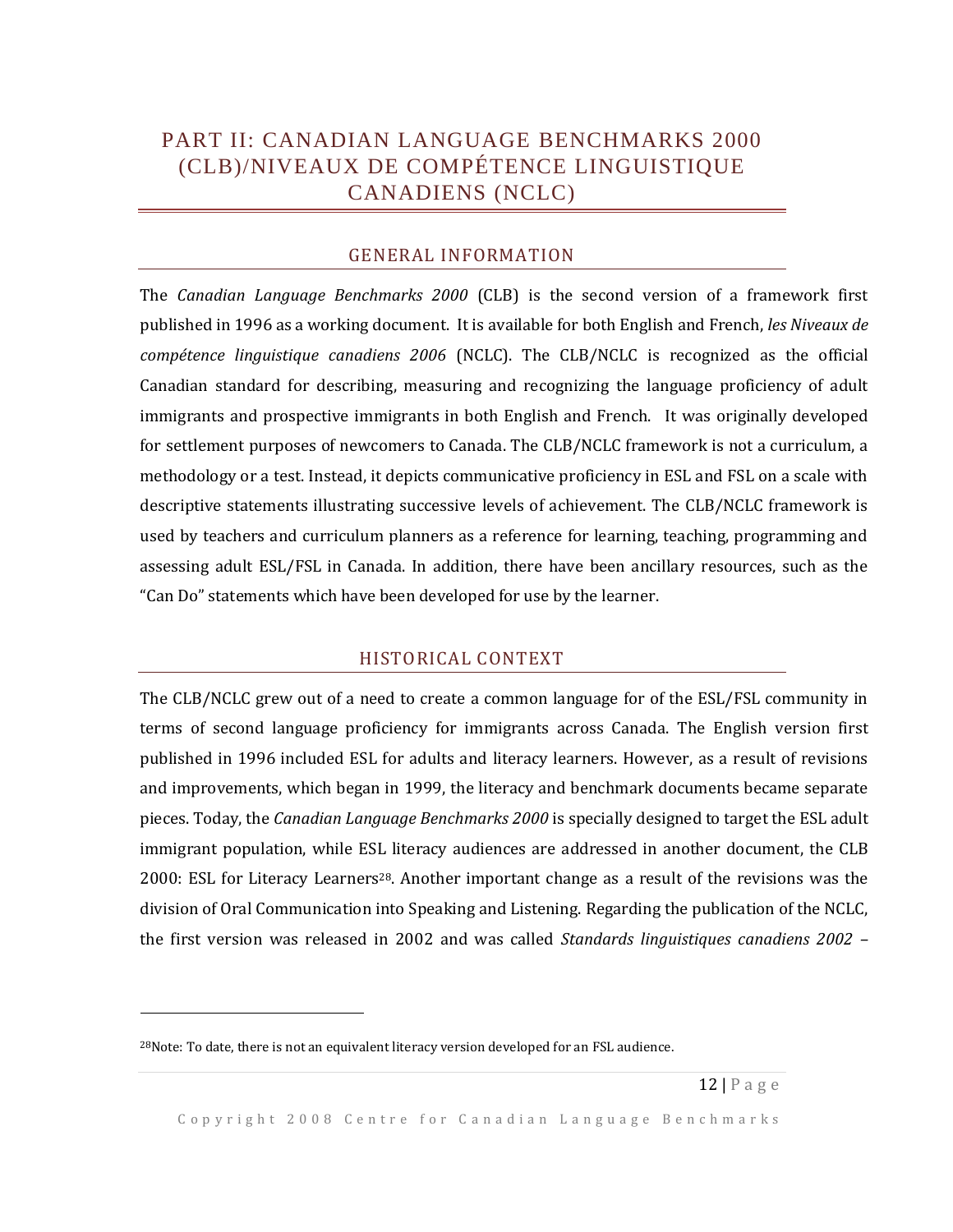# PART II: CANADIAN LANGUAGE BENCHMARKS 2000 (CLB)/NIVEAUX DE COMPÉTENCE LINGUISTIQUE CANADIENS (NCLC)

## GENERAL INFORMATION

The *Canadian Language Benchmarks 2000* (CLB) is the second version of a framework first published in 1996 as a working document. It is available for both English and French, *les Niveaux de compétence linguistique canadiens 2006* (NCLC). The CLB/NCLC is recognized as the official Canadian standard for describing, measuring and recognizing the language proficiency of adult immigrants and prospective immigrants in both English and French. It was originally developed for settlement purposes of newcomers to Canada. The CLB/NCLC framework is not a curriculum, a methodology or a test. Instead, it depicts communicative proficiency in ESL and FSL on a scale with descriptive statements illustrating successive levels of achievement. The CLB/NCLC framework is used by teachers and curriculum planners as a reference for learning, teaching, programming and assessing adult ESL/FSL in Canada. In addition, there have been ancillary resources, such as the "Can Do" statements which have been developed for use by the learner.

## HISTORICAL CONTEXT

The CLB/NCLC grew out of a need to create a common language for of the ESL/FSL community in terms of second language proficiency for immigrants across Canada. The English version first published in 1996 included ESL for adults and literacy learners. However, as a result of revisions and improvements, which began in 1999, the literacy and benchmark documents became separate pieces. Today, the *Canadian Language Benchmarks 2000* is specially designed to target the ESL adult immigrant population, while ESL literacy audiences are addressed in another document, the CLB 2000: ESL for Literacy Learners[28]. Another important change as a result of the revisions was the division of Oral Communication into Speaking and Listening. Regarding the publication of the NCLC, the first version was released in 2002 and was called *Standards linguistiques canadiens 2002* –

[28]Note: To date, there is not an equivalent literacy version developed for an FSL audience.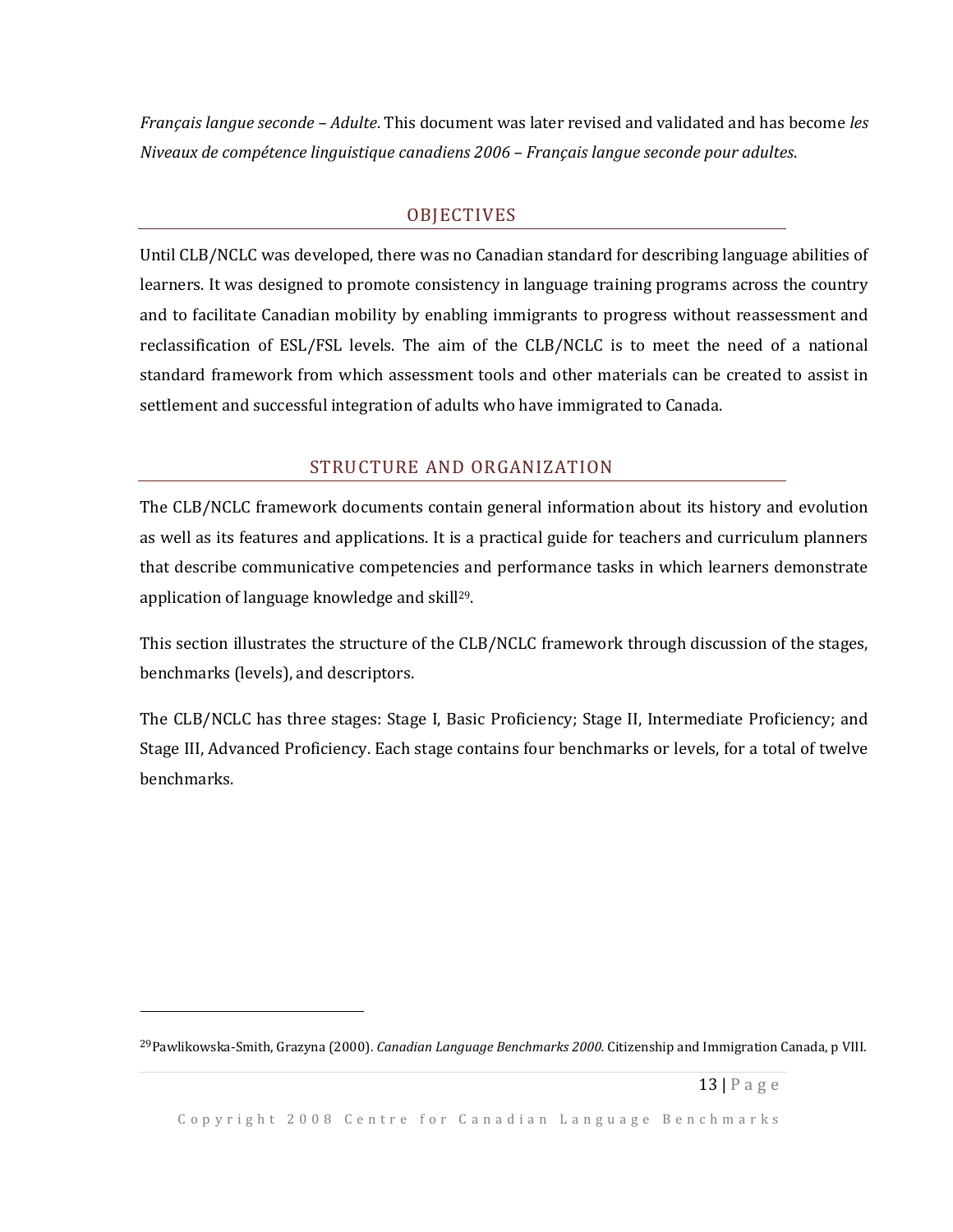*Français langue seconde – Adulte*. This document was later revised and validated and has become *les Niveaux de compétence linguistique canadiens 2006 – Français langue seconde pour adultes*.

## OBJECTIVES

Until CLB/NCLC was developed, there was no Canadian standard for describing language abilities of learners. It was designed to promote consistency in language training programs across the country and to facilitate Canadian mobility by enabling immigrants to progress without reassessment and reclassification of ESL/FSL levels. The aim of the CLB/NCLC is to meet the need of a national standard framework from which assessment tools and other materials can be created to assist in settlement and successful integration of adults who have immigrated to Canada.

## STRUCTURE AND ORGANIZATION

The CLB/NCLC framework documents contain general information about its history and evolution as well as its features and applications. It is a practical guide for teachers and curriculum planners that describe communicative competencies and performance tasks in which learners demonstrate application of language knowledge and skill[29].

This section illustrates the structure of the CLB/NCLC framework through discussion of the stages, benchmarks (levels), and descriptors.

The CLB/NCLC has three stages: Stage I, Basic Proficiency; Stage II, Intermediate Proficiency; and Stage III, Advanced Proficiency. Each stage contains four benchmarks or levels, for a total of twelve benchmarks.

---

[29] Pawlikowska-Smith, Grazyna (2000). *Canadian Language Benchmarks 2000.* Citizenship and Immigration Canada, p VIII.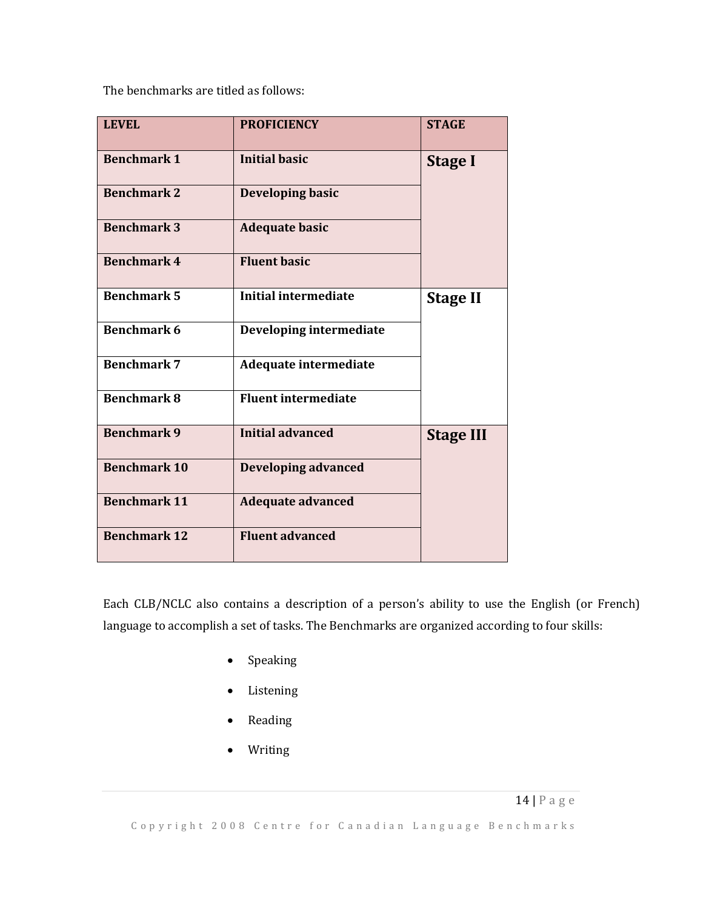The benchmarks are titled as follows:

| LEVEL | PROFICIENCY | STAGE |
|---|---|---|
| **Benchmark 1** | **Initial basic** | **Stage I** |
| **Benchmark 2** | **Developing basic** | |
| **Benchmark 3** | **Adequate basic** | |
| **Benchmark 4** | **Fluent basic** | |
| **Benchmark 5** | **Initial intermediate** | **Stage II** |
| **Benchmark 6** | **Developing intermediate** | |
| **Benchmark 7** | **Adequate intermediate** | |
| **Benchmark 8** | **Fluent intermediate** | |
| **Benchmark 9** | **Initial advanced** | **Stage III** |
| **Benchmark 10** | **Developing advanced** | |
| **Benchmark 11** | **Adequate advanced** | |
| **Benchmark 12** | **Fluent advanced** | |

Each CLB/NCLC also contains a description of a person's ability to use the English (or French) language to accomplish a set of tasks. The Benchmarks are organized according to four skills:

- Speaking
- Listening
- Reading
- Writing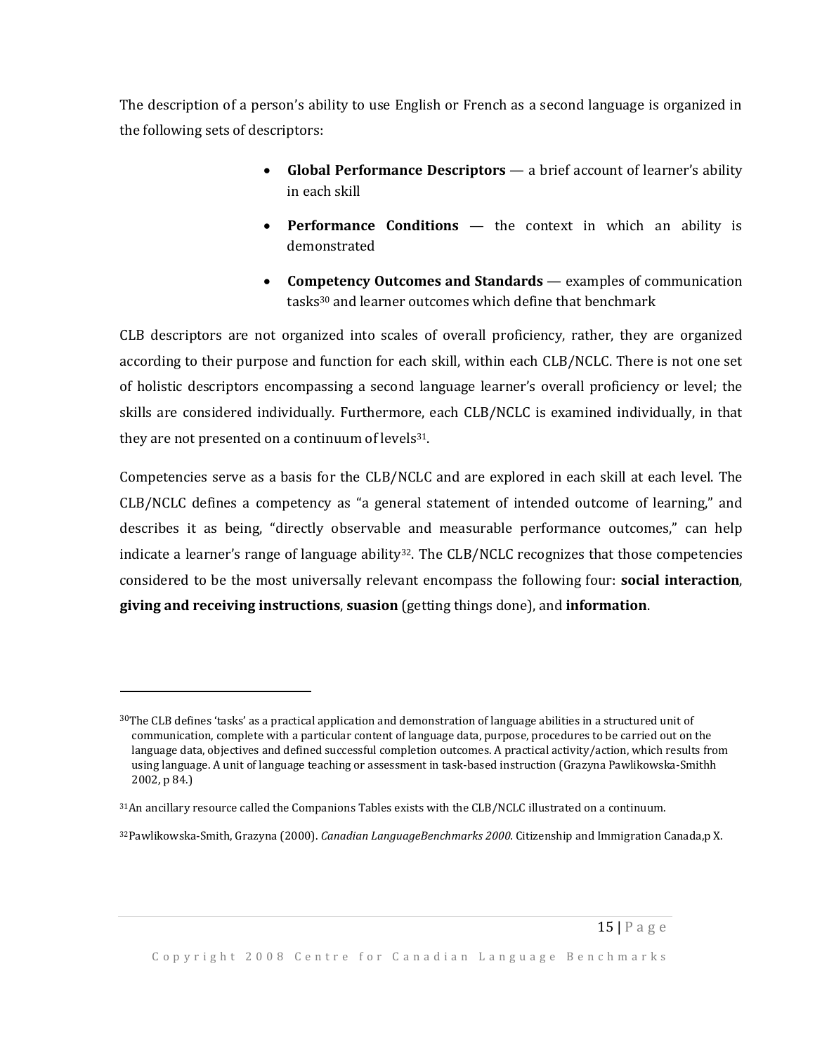The description of a person's ability to use English or French as a second language is organized in the following sets of descriptors:

- **Global Performance Descriptors** — a brief account of learner's ability in each skill
- **Performance Conditions** — the context in which an ability is demonstrated
- **Competency Outcomes and Standards** — examples of communication tasks[30] and learner outcomes which define that benchmark

CLB descriptors are not organized into scales of overall proficiency, rather, they are organized according to their purpose and function for each skill, within each CLB/NCLC. There is not one set of holistic descriptors encompassing a second language learner's overall proficiency or level; the skills are considered individually. Furthermore, each CLB/NCLC is examined individually, in that they are not presented on a continuum of levels[31].

Competencies serve as a basis for the CLB/NCLC and are explored in each skill at each level. The CLB/NCLC defines a competency as "a general statement of intended outcome of learning," and describes it as being, "directly observable and measurable performance outcomes," can help indicate a learner's range of language ability[32]. The CLB/NCLC recognizes that those competencies considered to be the most universally relevant encompass the following four: **social interaction**, **giving and receiving instructions**, **suasion** (getting things done), and **information**.

---

[30]The CLB defines 'tasks' as a practical application and demonstration of language abilities in a structured unit of communication, complete with a particular content of language data, purpose, procedures to be carried out on the language data, objectives and defined successful completion outcomes. A practical activity/action, which results from using language. A unit of language teaching or assessment in task-based instruction (Grazyna Pawlikowska-Smithh 2002, p 84.)

[31]An ancillary resource called the Companions Tables exists with the CLB/NCLC illustrated on a continuum.

[32]Pawlikowska-Smith, Grazyna (2000). *Canadian LanguageBenchmarks 2000.* Citizenship and Immigration Canada,p X.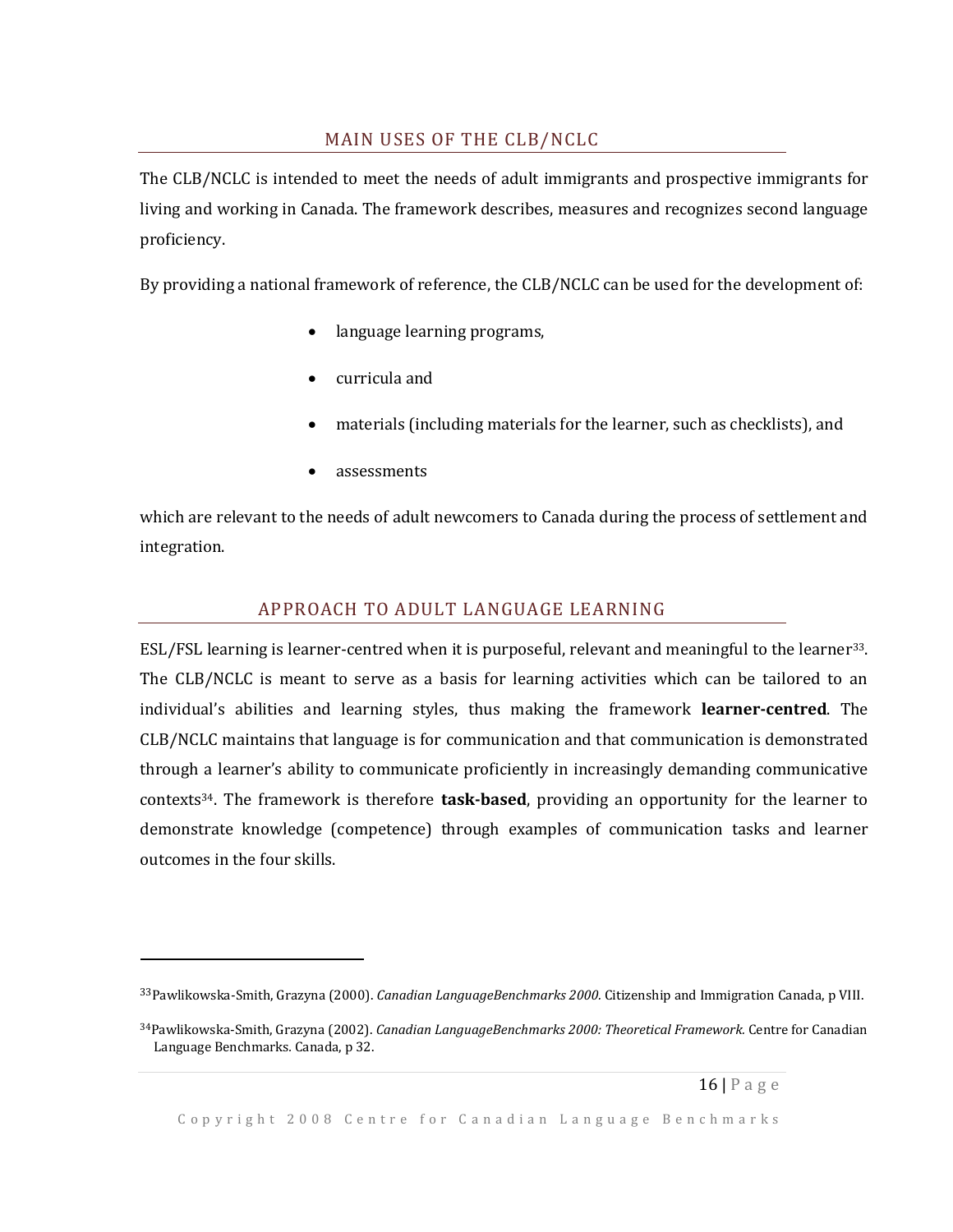## MAIN USES OF THE CLB/NCLC

The CLB/NCLC is intended to meet the needs of adult immigrants and prospective immigrants for living and working in Canada. The framework describes, measures and recognizes second language proficiency.

By providing a national framework of reference, the CLB/NCLC can be used for the development of:

- language learning programs,
- curricula and
- materials (including materials for the learner, such as checklists), and
- assessments

which are relevant to the needs of adult newcomers to Canada during the process of settlement and integration.

## APPROACH TO ADULT LANGUAGE LEARNING

ESL/FSL learning is learner-centred when it is purposeful, relevant and meaningful to the learner[33]. The CLB/NCLC is meant to serve as a basis for learning activities which can be tailored to an individual's abilities and learning styles, thus making the framework **learner-centred**. The CLB/NCLC maintains that language is for communication and that communication is demonstrated through a learner's ability to communicate proficiently in increasingly demanding communicative contexts[34]. The framework is therefore **task-based**, providing an opportunity for the learner to demonstrate knowledge (competence) through examples of communication tasks and learner outcomes in the four skills.

---

[33] Pawlikowska-Smith, Grazyna (2000). *Canadian LanguageBenchmarks 2000.* Citizenship and Immigration Canada, p VIII.

[34] Pawlikowska-Smith, Grazyna (2002). *Canadian LanguageBenchmarks 2000: Theoretical Framework.* Centre for Canadian Language Benchmarks. Canada, p 32.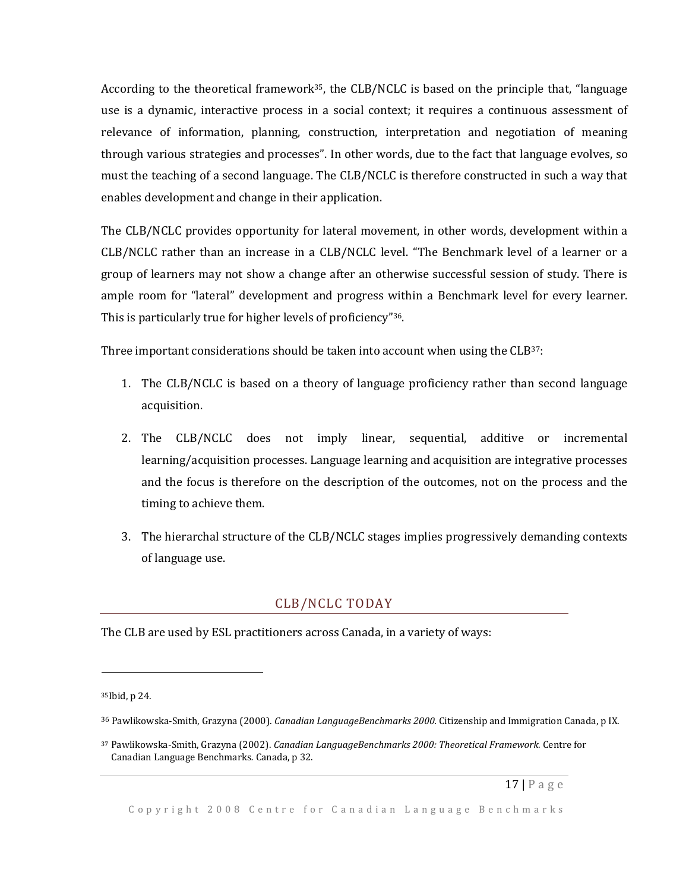According to the theoretical framework[35], the CLB/NCLC is based on the principle that, "language use is a dynamic, interactive process in a social context; it requires a continuous assessment of relevance of information, planning, construction, interpretation and negotiation of meaning through various strategies and processes". In other words, due to the fact that language evolves, so must the teaching of a second language. The CLB/NCLC is therefore constructed in such a way that enables development and change in their application.

The CLB/NCLC provides opportunity for lateral movement, in other words, development within a CLB/NCLC rather than an increase in a CLB/NCLC level. "The Benchmark level of a learner or a group of learners may not show a change after an otherwise successful session of study. There is ample room for "lateral" development and progress within a Benchmark level for every learner. This is particularly true for higher levels of proficiency"[36].

Three important considerations should be taken into account when using the CLB[37]:

1. The CLB/NCLC is based on a theory of language proficiency rather than second language acquisition.
2. The CLB/NCLC does not imply linear, sequential, additive or incremental learning/acquisition processes. Language learning and acquisition are integrative processes and the focus is therefore on the description of the outcomes, not on the process and the timing to achieve them.
3. The hierarchal structure of the CLB/NCLC stages implies progressively demanding contexts of language use.

## CLB/NCLC TODAY

The CLB are used by ESL practitioners across Canada, in a variety of ways:

---

[35] Ibid, p 24.

[36] Pawlikowska-Smith, Grazyna (2000). *Canadian LanguageBenchmarks 2000.* Citizenship and Immigration Canada, p IX.

[37] Pawlikowska-Smith, Grazyna (2002). *Canadian LanguageBenchmarks 2000: Theoretical Framework.* Centre for Canadian Language Benchmarks. Canada, p 32.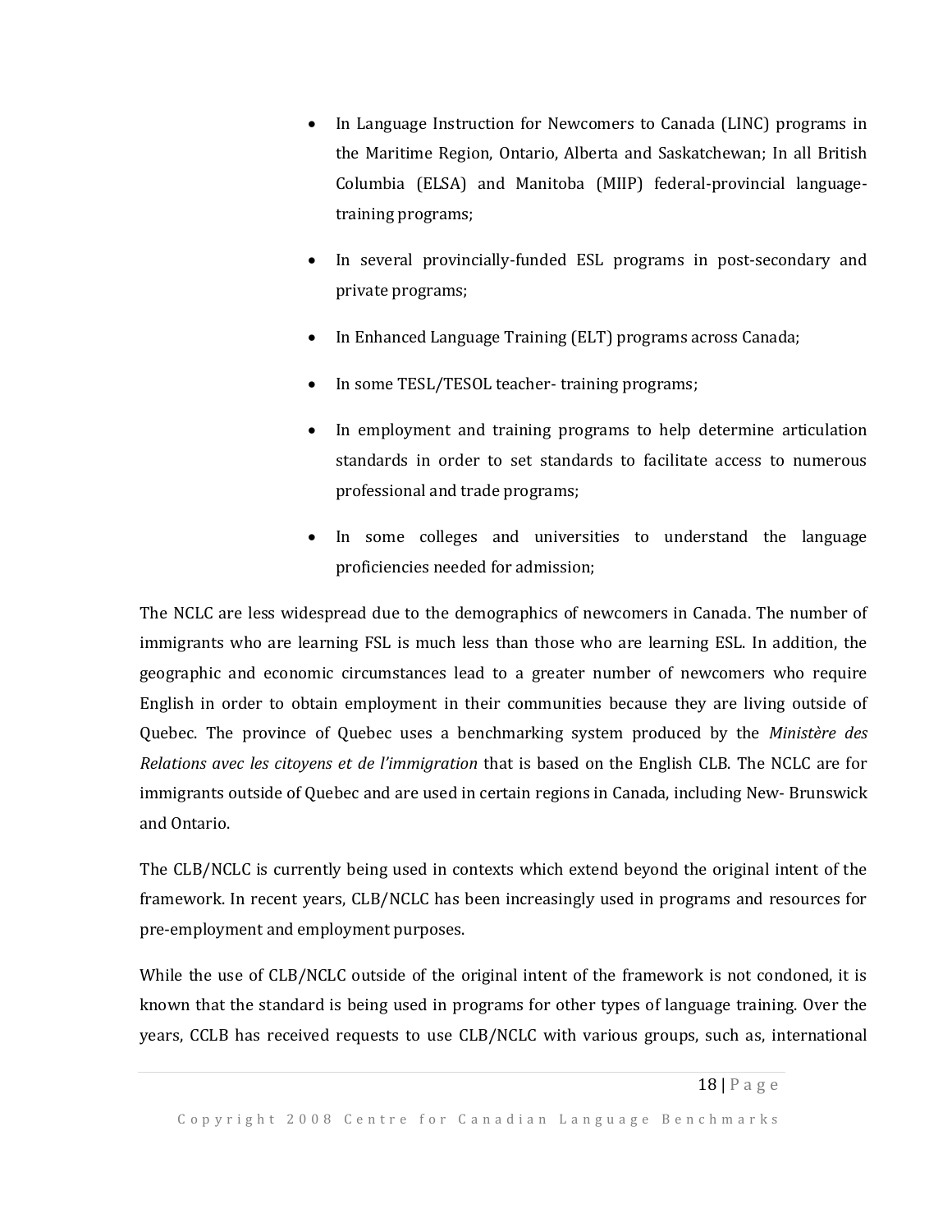- In Language Instruction for Newcomers to Canada (LINC) programs in the Maritime Region, Ontario, Alberta and Saskatchewan; In all British Columbia (ELSA) and Manitoba (MIIP) federal-provincial language-training programs;
- In several provincially-funded ESL programs in post-secondary and private programs;
- In Enhanced Language Training (ELT) programs across Canada;
- In some TESL/TESOL teacher- training programs;
- In employment and training programs to help determine articulation standards in order to set standards to facilitate access to numerous professional and trade programs;
- In some colleges and universities to understand the language proficiencies needed for admission;

The NCLC are less widespread due to the demographics of newcomers in Canada. The number of immigrants who are learning FSL is much less than those who are learning ESL. In addition, the geographic and economic circumstances lead to a greater number of newcomers who require English in order to obtain employment in their communities because they are living outside of Quebec. The province of Quebec uses a benchmarking system produced by the *Ministère des Relations avec les citoyens et de l'immigration* that is based on the English CLB. The NCLC are for immigrants outside of Quebec and are used in certain regions in Canada, including New- Brunswick and Ontario.

The CLB/NCLC is currently being used in contexts which extend beyond the original intent of the framework. In recent years, CLB/NCLC has been increasingly used in programs and resources for pre-employment and employment purposes.

While the use of CLB/NCLC outside of the original intent of the framework is not condoned, it is known that the standard is being used in programs for other types of language training. Over the years, CCLB has received requests to use CLB/NCLC with various groups, such as, international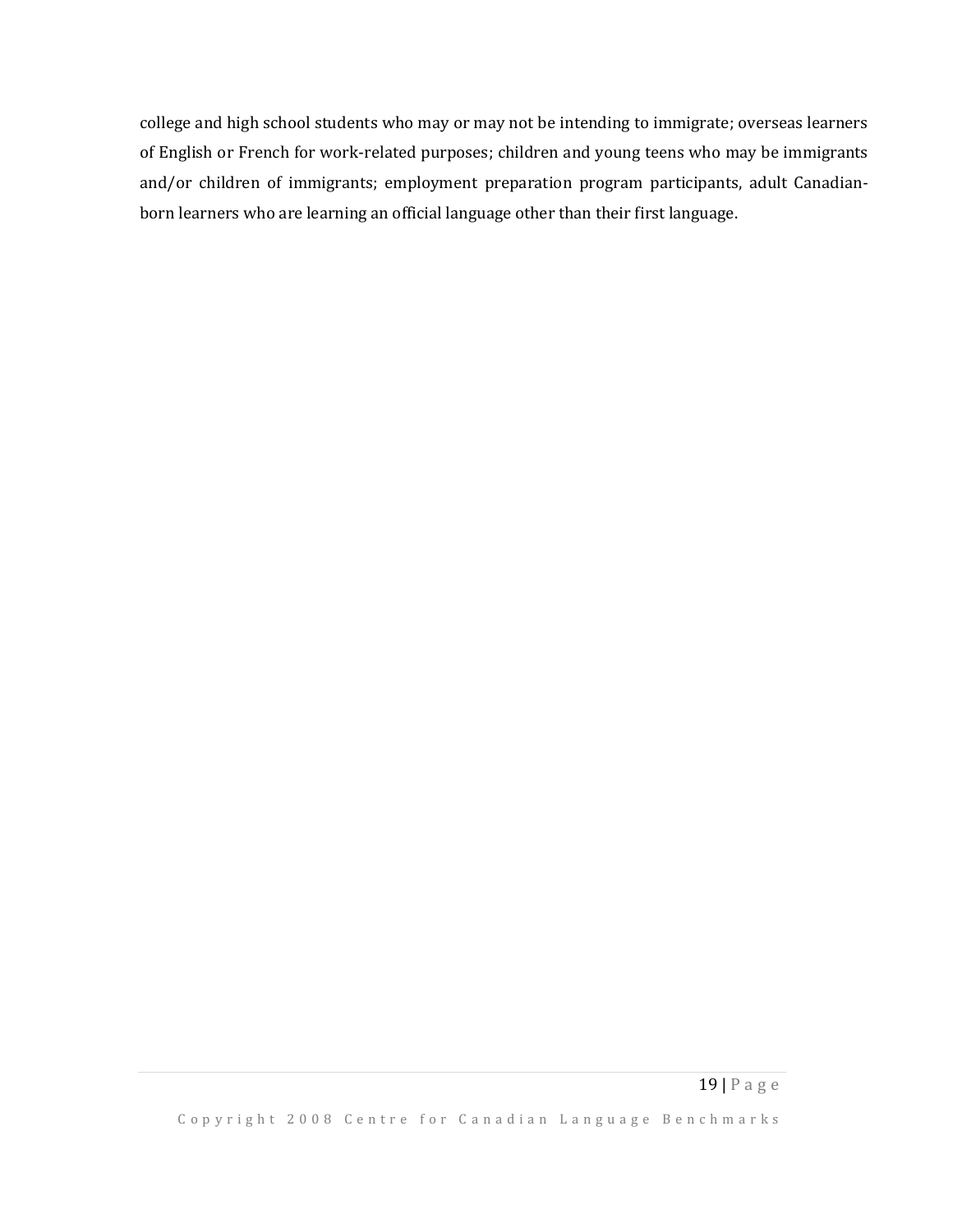college and high school students who may or may not be intending to immigrate; overseas learners of English or French for work-related purposes; children and young teens who may be immigrants and/or children of immigrants; employment preparation program participants, adult Canadian-born learners who are learning an official language other than their first language.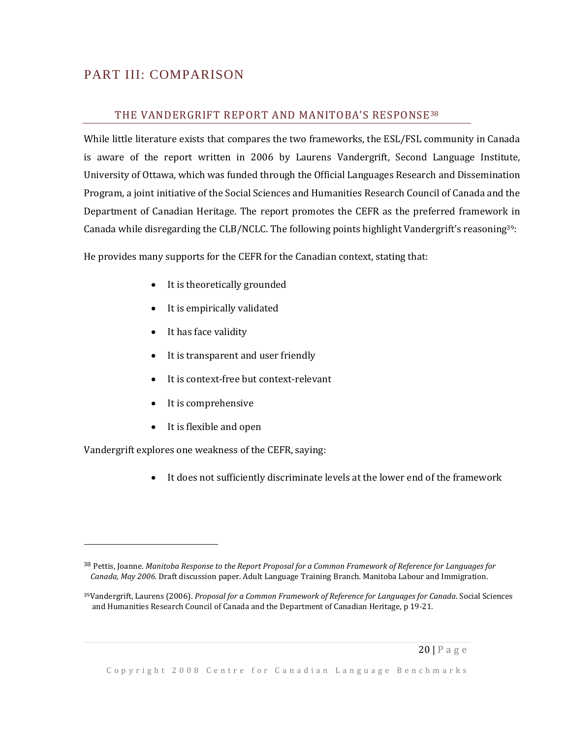# PART III: COMPARISON

## THE VANDERGRIFT REPORT AND MANITOBA'S RESPONSE[38]

While little literature exists that compares the two frameworks, the ESL/FSL community in Canada is aware of the report written in 2006 by Laurens Vandergrift, Second Language Institute, University of Ottawa, which was funded through the Official Languages Research and Dissemination Program, a joint initiative of the Social Sciences and Humanities Research Council of Canada and the Department of Canadian Heritage. The report promotes the CEFR as the preferred framework in Canada while disregarding the CLB/NCLC. The following points highlight Vandergrift's reasoning[39]:

He provides many supports for the CEFR for the Canadian context, stating that:

- It is theoretically grounded
- It is empirically validated
- It has face validity
- It is transparent and user friendly
- It is context-free but context-relevant
- It is comprehensive
- It is flexible and open

Vandergrift explores one weakness of the CEFR, saying:

- It does not sufficiently discriminate levels at the lower end of the framework

---

[38] Pettis, Joanne. *Manitoba Response to the Report Proposal for a Common Framework of Reference for Languages for Canada, May 2006.* Draft discussion paper. Adult Language Training Branch. Manitoba Labour and Immigration.

[39] Vandergrift, Laurens (2006). *Proposal for a Common Framework of Reference for Languages for Canada*. Social Sciences and Humanities Research Council of Canada and the Department of Canadian Heritage, p 19-21.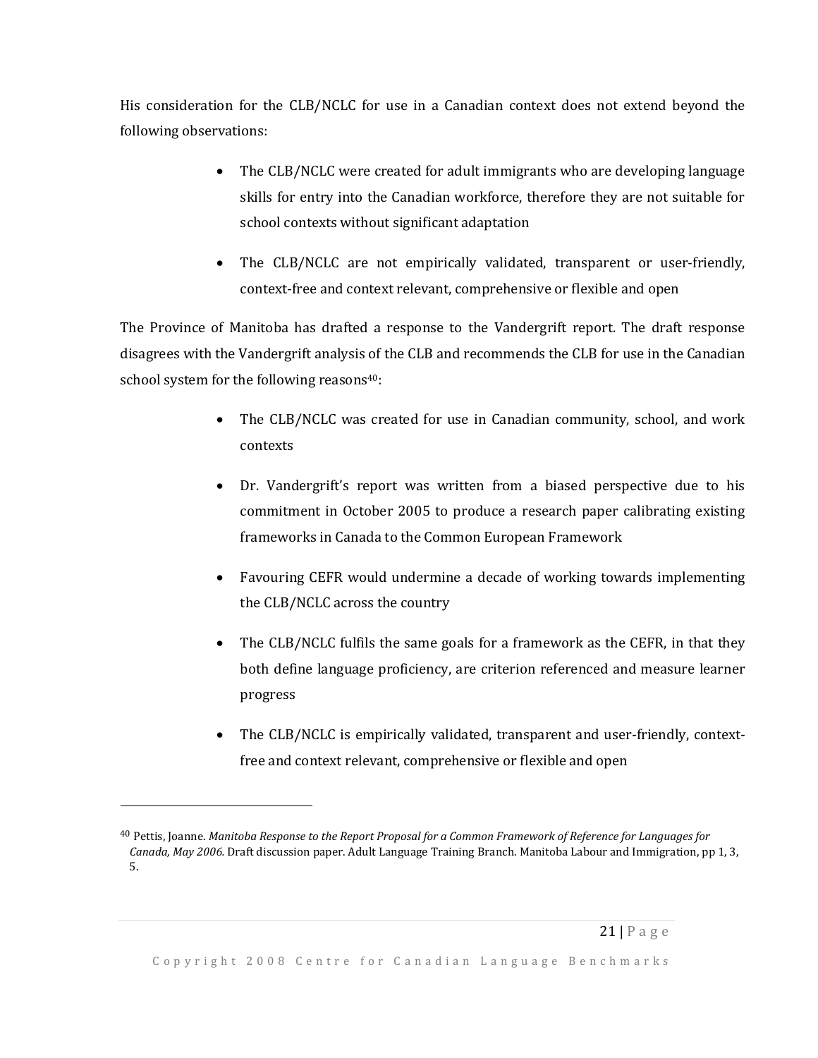His consideration for the CLB/NCLC for use in a Canadian context does not extend beyond the following observations:

- The CLB/NCLC were created for adult immigrants who are developing language skills for entry into the Canadian workforce, therefore they are not suitable for school contexts without significant adaptation
- The CLB/NCLC are not empirically validated, transparent or user-friendly, context-free and context relevant, comprehensive or flexible and open

The Province of Manitoba has drafted a response to the Vandergrift report. The draft response disagrees with the Vandergrift analysis of the CLB and recommends the CLB for use in the Canadian school system for the following reasons[40]:

- The CLB/NCLC was created for use in Canadian community, school, and work contexts
- Dr. Vandergrift's report was written from a biased perspective due to his commitment in October 2005 to produce a research paper calibrating existing frameworks in Canada to the Common European Framework
- Favouring CEFR would undermine a decade of working towards implementing the CLB/NCLC across the country
- The CLB/NCLC fulfils the same goals for a framework as the CEFR, in that they both define language proficiency, are criterion referenced and measure learner progress
- The CLB/NCLC is empirically validated, transparent and user-friendly, context-free and context relevant, comprehensive or flexible and open

---

[40] Pettis, Joanne. *Manitoba Response to the Report Proposal for a Common Framework of Reference for Languages for Canada, May 2006.* Draft discussion paper. Adult Language Training Branch. Manitoba Labour and Immigration, pp 1, 3, 5.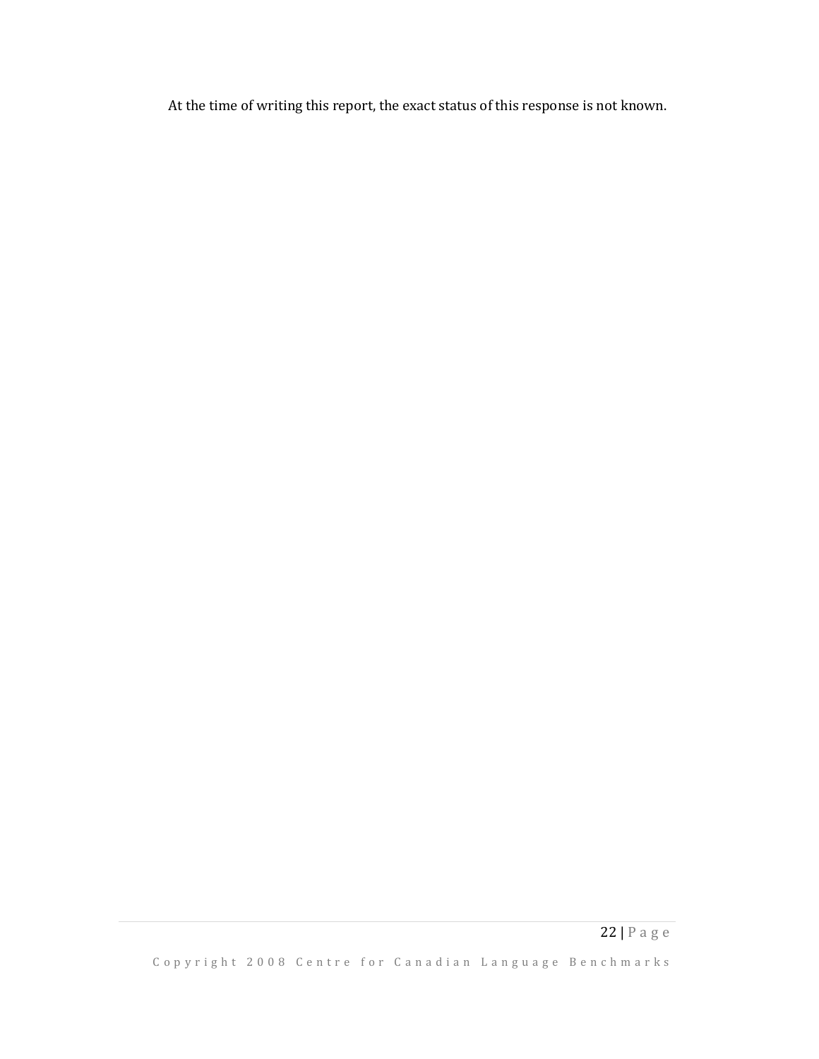At the time of writing this report, the exact status of this response is not known.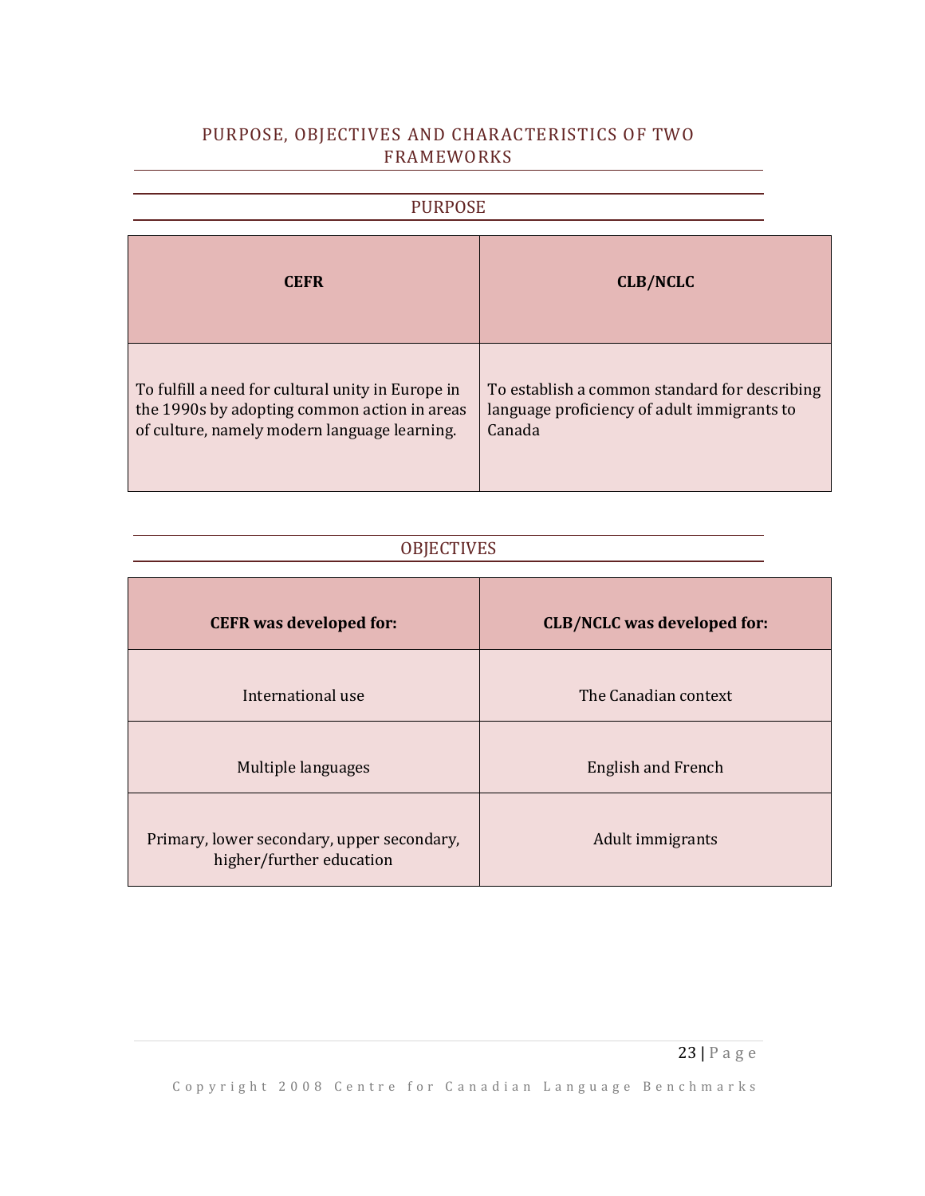## PURPOSE, OBJECTIVES AND CHARACTERISTICS OF TWO FRAMEWORKS

### PURPOSE

| CEFR | CLB/NCLC |
|---|---|
| To fulfill a need for cultural unity in Europe in the 1990s by adopting common action in areas of culture, namely modern language learning. | To establish a common standard for describing language proficiency of adult immigrants to Canada |

### OBJECTIVES

| CEFR was developed for: | CLB/NCLC was developed for: |
|---|---|
| International use | The Canadian context |
| Multiple languages | English and French |
| Primary, lower secondary, upper secondary, higher/further education | Adult immigrants |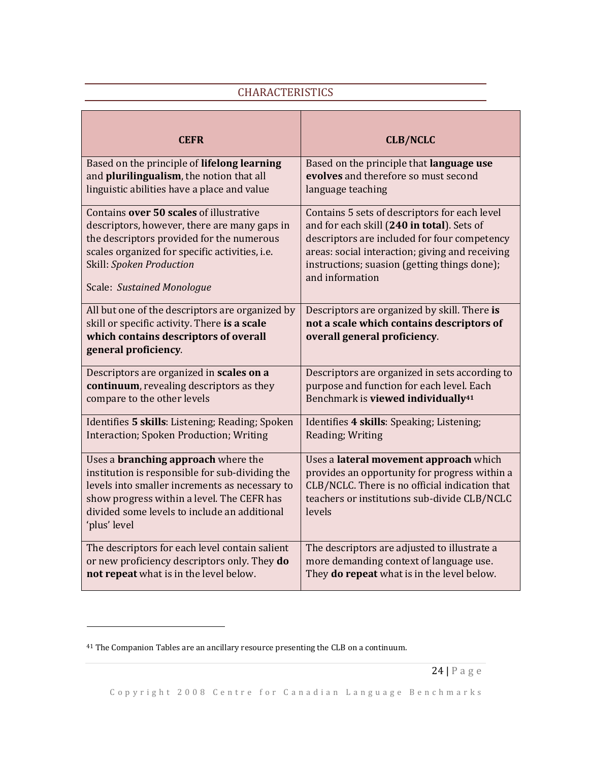## CHARACTERISTICS

| CEFR | CLB/NCLC |
|---|---|
| Based on the principle of **lifelong learning** and **plurilingualism**, the notion that all linguistic abilities have a place and value | Based on the principle that **language use evolves** and therefore so must second language teaching |
| Contains **over 50 scales** of illustrative descriptors, however, there are many gaps in the descriptors provided for the numerous scales organized for specific activities, i.e. Skill: *Spoken Production*<br><br>Scale: *Sustained Monologue* | Contains 5 sets of descriptors for each level and for each skill (**240 in total**). Sets of descriptors are included for four competency areas: social interaction; giving and receiving instructions; suasion (getting things done); and information |
| All but one of the descriptors are organized by skill or specific activity. There **is a scale which contains descriptors of overall general proficiency**. | Descriptors are organized by skill. There **is not a scale which contains descriptors of overall general proficiency**. |
| Descriptors are organized in **scales on a continuum**, revealing descriptors as they compare to the other levels | Descriptors are organized in sets according to purpose and function for each level. Each Benchmark is **viewed individually**[41] |
| Identifies **5 skills**: Listening; Reading; Spoken Interaction; Spoken Production; Writing | Identifies **4 skills**: Speaking; Listening; Reading; Writing |
| Uses a **branching approach** where the institution is responsible for sub-dividing the levels into smaller increments as necessary to show progress within a level. The CEFR has divided some levels to include an additional 'plus' level | Uses a **lateral movement approach** which provides an opportunity for progress within a CLB/NCLC. There is no official indication that teachers or institutions sub-divide CLB/NCLC levels |
| The descriptors for each level contain salient or new proficiency descriptors only. They **do not repeat** what is in the level below. | The descriptors are adjusted to illustrate a more demanding context of language use. They **do repeat** what is in the level below. |

[41] The Companion Tables are an ancillary resource presenting the CLB on a continuum.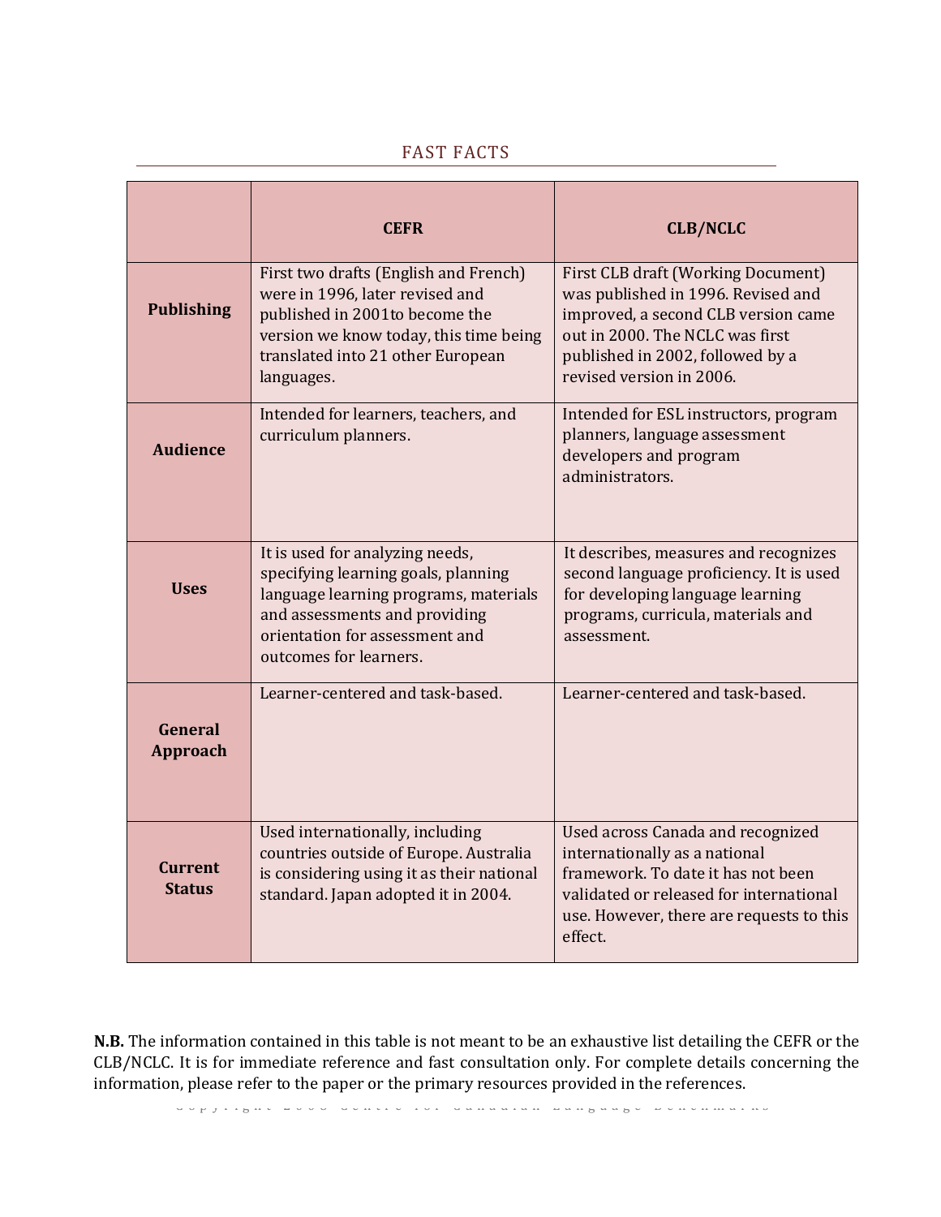## FAST FACTS

| | CEFR | CLB/NCLC |
|---|---|---|
| **Publishing** | First two drafts (English and French) were in 1996, later revised and published in 2001to become the version we know today, this time being translated into 21 other European languages. | First CLB draft (Working Document) was published in 1996. Revised and improved, a second CLB version came out in 2000. The NCLC was first published in 2002, followed by a revised version in 2006. |
| **Audience** | Intended for learners, teachers, and curriculum planners. | Intended for ESL instructors, program planners, language assessment developers and program administrators. |
| **Uses** | It is used for analyzing needs, specifying learning goals, planning language learning programs, materials and assessments and providing orientation for assessment and outcomes for learners. | It describes, measures and recognizes second language proficiency. It is used for developing language learning programs, curricula, materials and assessment. |
| **General Approach** | Learner-centered and task-based. | Learner-centered and task-based. |
| **Current Status** | Used internationally, including countries outside of Europe. Australia is considering using it as their national standard. Japan adopted it in 2004. | Used across Canada and recognized internationally as a national framework. To date it has not been validated or released for international use. However, there are requests to this effect. |

**N.B.** The information contained in this table is not meant to be an exhaustive list detailing the CEFR or the CLB/NCLC. It is for immediate reference and fast consultation only. For complete details concerning the information, please refer to the paper or the primary resources provided in the references.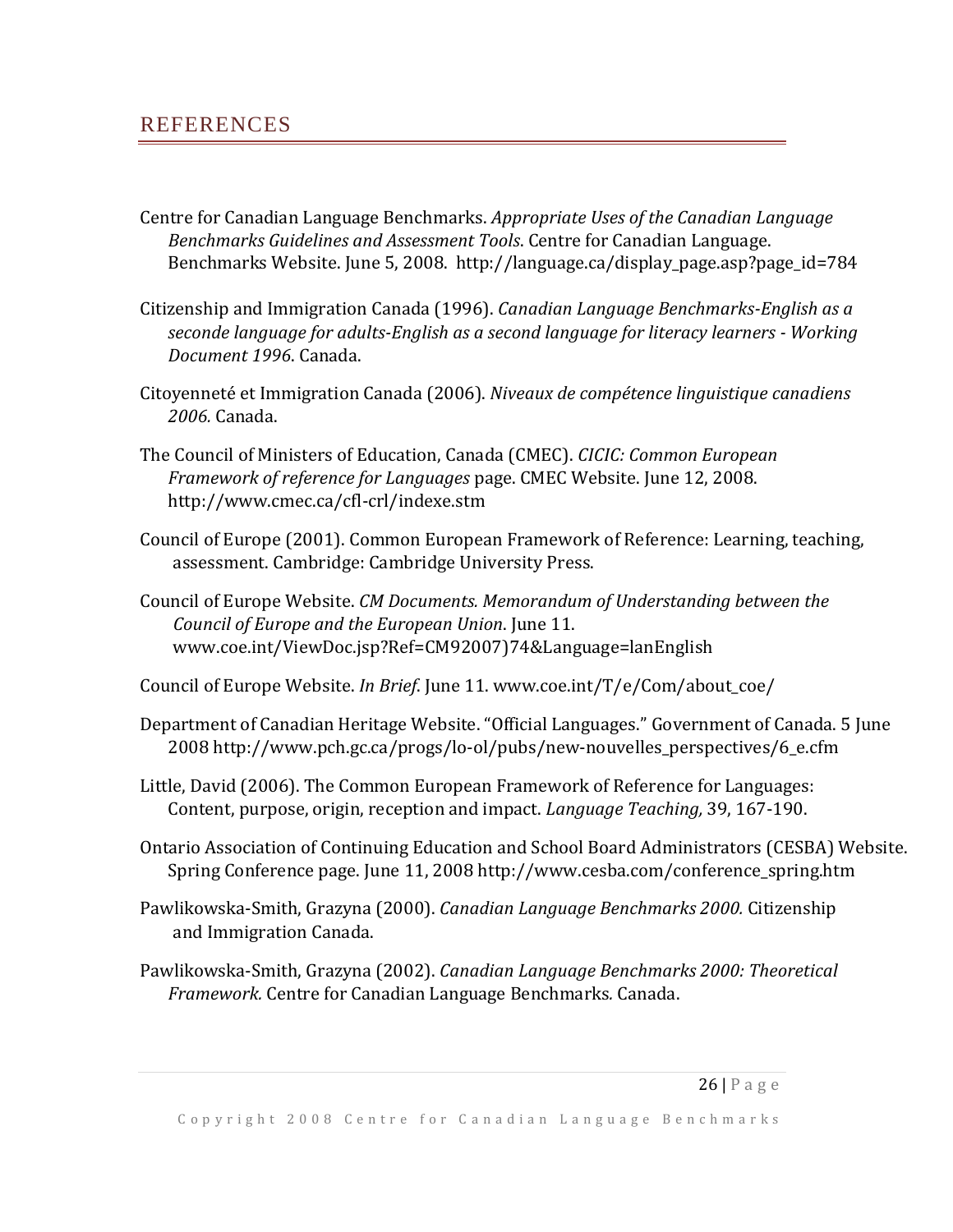## REFERENCES

Centre for Canadian Language Benchmarks. *Appropriate Uses of the Canadian Language Benchmarks Guidelines and Assessment Tools*. Centre for Canadian Language. Benchmarks Website. June 5, 2008. http://language.ca/display_page.asp?page_id=784

Citizenship and Immigration Canada (1996). *Canadian Language Benchmarks-English as a seconde language for adults-English as a second language for literacy learners - Working Document 1996*. Canada.

Citoyenneté et Immigration Canada (2006). *Niveaux de compétence linguistique canadiens 2006.* Canada.

The Council of Ministers of Education, Canada (CMEC). *CICIC: Common European Framework of reference for Languages* page. CMEC Website. June 12, 2008. http://www.cmec.ca/cfl-crl/indexe.stm

Council of Europe (2001). Common European Framework of Reference: Learning, teaching, assessment. Cambridge: Cambridge University Press.

Council of Europe Website. *CM Documents. Memorandum of Understanding between the Council of Europe and the European Union*. June 11. www.coe.int/ViewDoc.jsp?Ref=CM92007)74&Language=lanEnglish

Council of Europe Website. *In Brief*. June 11. www.coe.int/T/e/Com/about_coe/

Department of Canadian Heritage Website. "Official Languages." Government of Canada. 5 June 2008 http://www.pch.gc.ca/progs/lo-ol/pubs/new-nouvelles_perspectives/6_e.cfm

Little, David (2006). The Common European Framework of Reference for Languages: Content, purpose, origin, reception and impact. *Language Teaching,* 39, 167-190.

Ontario Association of Continuing Education and School Board Administrators (CESBA) Website. Spring Conference page. June 11, 2008 http://www.cesba.com/conference_spring.htm

Pawlikowska-Smith, Grazyna (2000). *Canadian Language Benchmarks 2000.* Citizenship and Immigration Canada.

Pawlikowska-Smith, Grazyna (2002). *Canadian Language Benchmarks 2000: Theoretical Framework.* Centre for Canadian Language Benchmarks*.* Canada.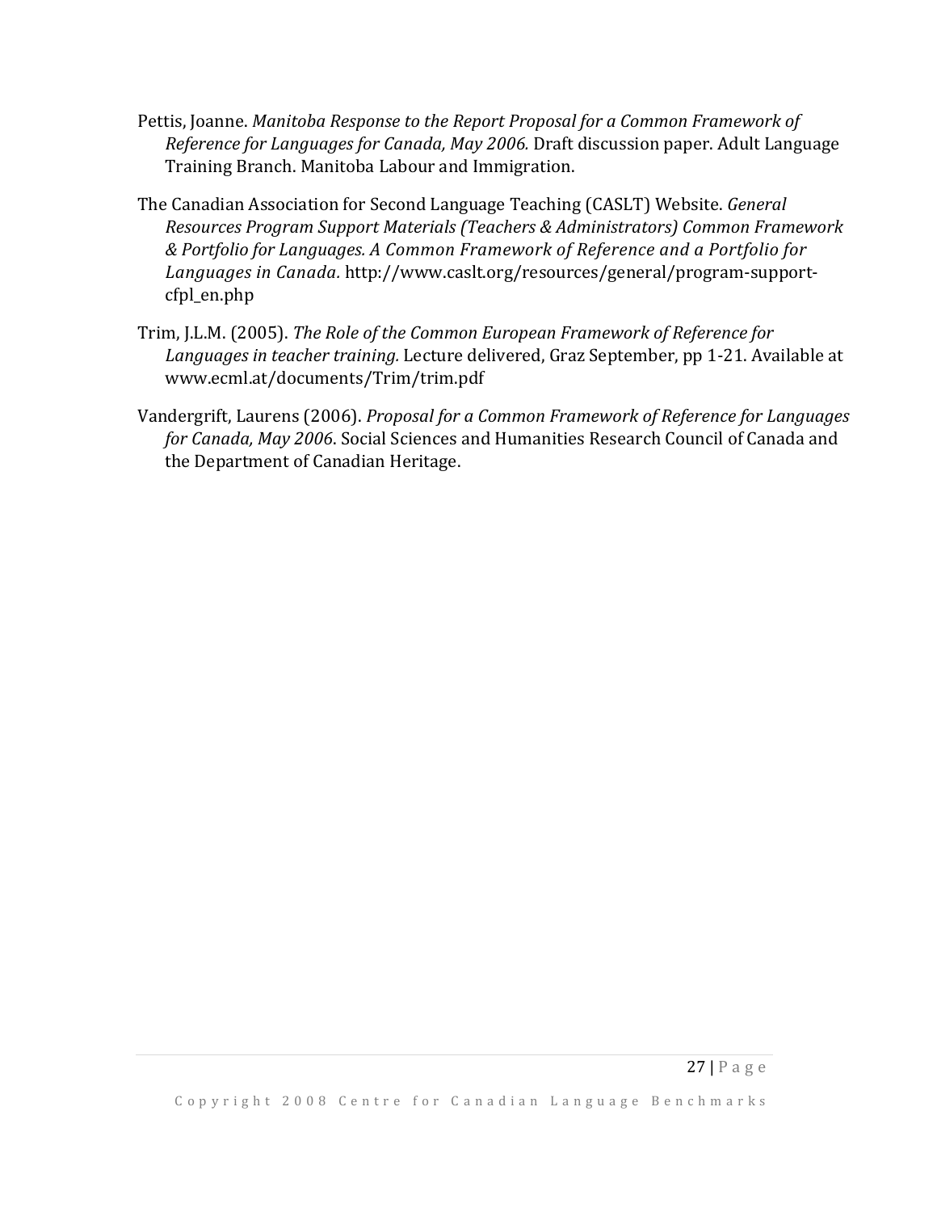Pettis, Joanne. *Manitoba Response to the Report Proposal for a Common Framework of Reference for Languages for Canada, May 2006.* Draft discussion paper. Adult Language Training Branch. Manitoba Labour and Immigration.

The Canadian Association for Second Language Teaching (CASLT) Website. *General Resources Program Support Materials (Teachers & Administrators) Common Framework & Portfolio for Languages. A Common Framework of Reference and a Portfolio for Languages in Canada.* http://www.caslt.org/resources/general/program-support-cfpl_en.php

Trim, J.L.M. (2005). *The Role of the Common European Framework of Reference for Languages in teacher training.* Lecture delivered, Graz September, pp 1-21. Available at www.ecml.at/documents/Trim/trim.pdf

Vandergrift, Laurens (2006). *Proposal for a Common Framework of Reference for Languages for Canada, May 2006*. Social Sciences and Humanities Research Council of Canada and the Department of Canadian Heritage.